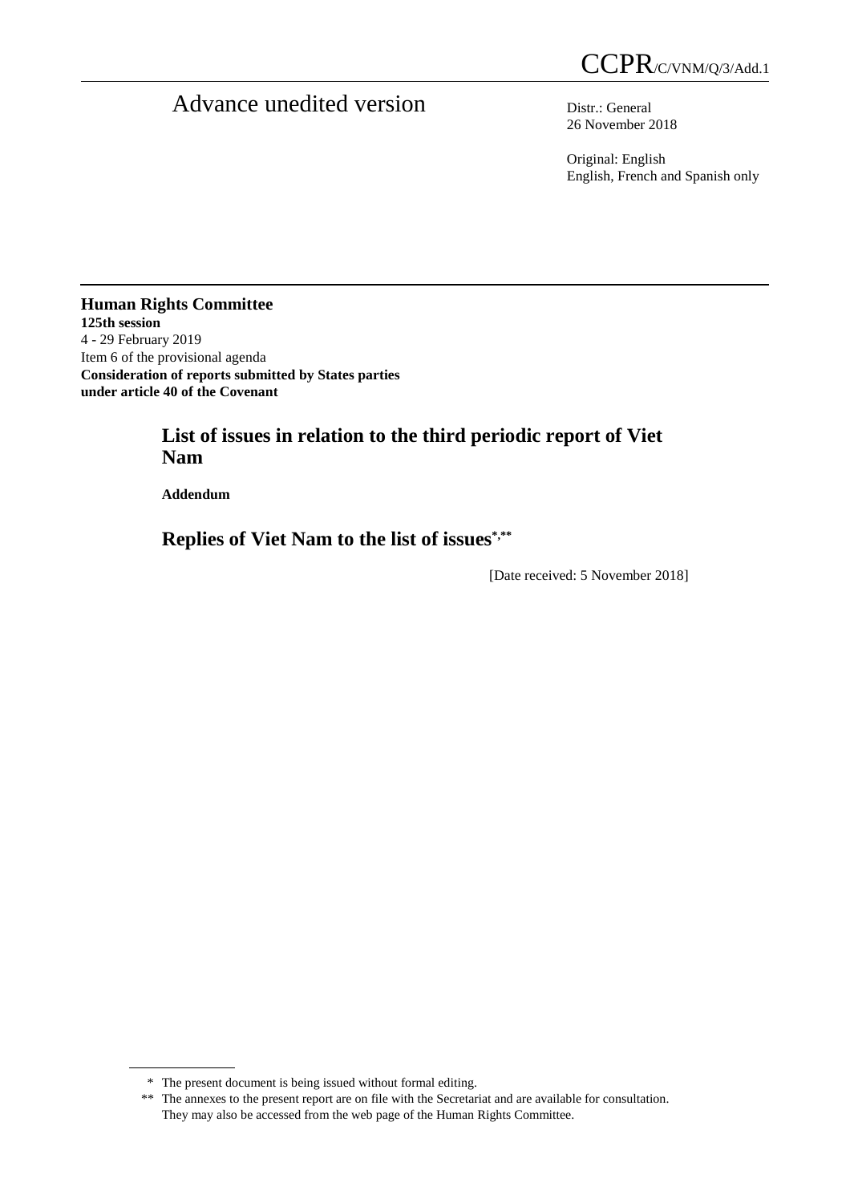CCPR/C/VNM/Q/3/Add.1

# Advance unedited version

Distr.: General
26 November 2018

Original: English
English, French and Spanish only

**Human Rights Committee**
**125th session**
4 - 29 February 2019
Item 6 of the provisional agenda
**Consideration of reports submitted by States parties under article 40 of the Covenant**

## List of issues in relation to the third periodic report of Viet Nam

**Addendum**

## Replies of Viet Nam to the list of issues*,**

[Date received: 5 November 2018]

\* The present document is being issued without formal editing.

\*\* The annexes to the present report are on file with the Secretariat and are available for consultation. They may also be accessed from the web page of the Human Rights Committee.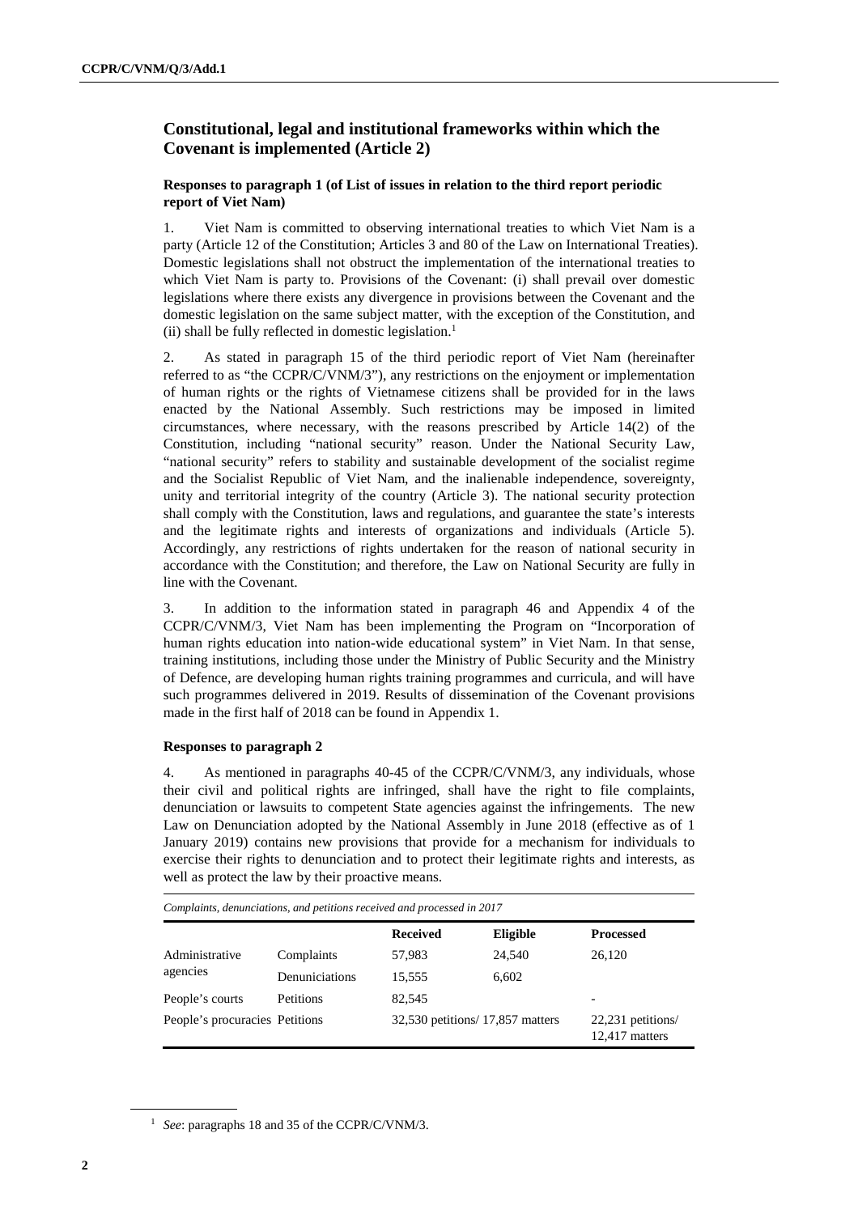## Constitutional, legal and institutional frameworks within which the Covenant is implemented (Article 2)

### Responses to paragraph 1 (of List of issues in relation to the third report periodic report of Viet Nam)

1. Viet Nam is committed to observing international treaties to which Viet Nam is a party (Article 12 of the Constitution; Articles 3 and 80 of the Law on International Treaties). Domestic legislations shall not obstruct the implementation of the international treaties to which Viet Nam is party to. Provisions of the Covenant: (i) shall prevail over domestic legislations where there exists any divergence in provisions between the Covenant and the domestic legislation on the same subject matter, with the exception of the Constitution, and (ii) shall be fully reflected in domestic legislation.[1]

2. As stated in paragraph 15 of the third periodic report of Viet Nam (hereinafter referred to as "the CCPR/C/VNM/3"), any restrictions on the enjoyment or implementation of human rights or the rights of Vietnamese citizens shall be provided for in the laws enacted by the National Assembly. Such restrictions may be imposed in limited circumstances, where necessary, with the reasons prescribed by Article 14(2) of the Constitution, including "national security" reason. Under the National Security Law, "national security" refers to stability and sustainable development of the socialist regime and the Socialist Republic of Viet Nam, and the inalienable independence, sovereignty, unity and territorial integrity of the country (Article 3). The national security protection shall comply with the Constitution, laws and regulations, and guarantee the state's interests and the legitimate rights and interests of organizations and individuals (Article 5). Accordingly, any restrictions of rights undertaken for the reason of national security in accordance with the Constitution; and therefore, the Law on National Security are fully in line with the Covenant.

3. In addition to the information stated in paragraph 46 and Appendix 4 of the CCPR/C/VNM/3, Viet Nam has been implementing the Program on "Incorporation of human rights education into nation-wide educational system" in Viet Nam. In that sense, training institutions, including those under the Ministry of Public Security and the Ministry of Defence, are developing human rights training programmes and curricula, and will have such programmes delivered in 2019. Results of dissemination of the Covenant provisions made in the first half of 2018 can be found in Appendix 1.

### Responses to paragraph 2

4. As mentioned in paragraphs 40-45 of the CCPR/C/VNM/3, any individuals, whose their civil and political rights are infringed, shall have the right to file complaints, denunciation or lawsuits to competent State agencies against the infringements. The new Law on Denunciation adopted by the National Assembly in June 2018 (effective as of 1 January 2019) contains new provisions that provide for a mechanism for individuals to exercise their rights to denunciation and to protect their legitimate rights and interests, as well as protect the law by their proactive means.

*Complaints, denunciations, and petitions received and processed in 2017*

| | | Received | Eligible | Processed |
|---|---|---|---|---|
| Administrative agencies | Complaints | 57,983 | 24,540 | 26,120 |
| | Denunciations | 15,555 | 6,602 | |
| People's courts | Petitions | 82,545 | | - |
| People's procuracies | Petitions | 32,530 petitions/ 17,857 matters | | 22,231 petitions/ 12,417 matters |

[1] *See*: paragraphs 18 and 35 of the CCPR/C/VNM/3.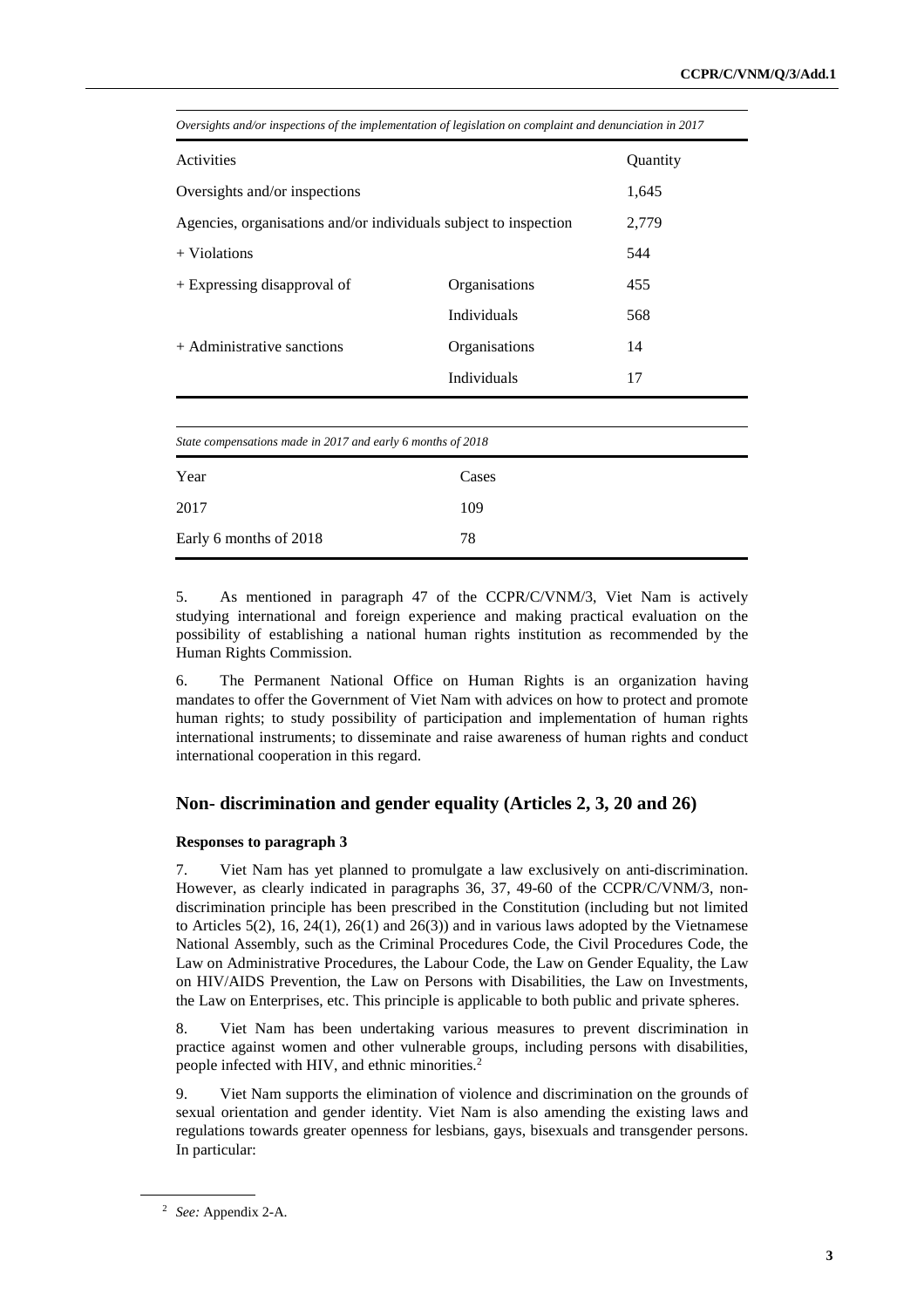*Oversights and/or inspections of the implementation of legislation on complaint and denunciation in 2017*

| Activities | | Quantity |
| --- | --- | --- |
| Oversights and/or inspections | | 1,645 |
| Agencies, organisations and/or individuals subject to inspection | | 2,779 |
| + Violations | | 544 |
| + Expressing disapproval of | Organisations | 455 |
| | Individuals | 568 |
| + Administrative sanctions | Organisations | 14 |
| | Individuals | 17 |

*State compensations made in 2017 and early 6 months of 2018*

| Year | Cases |
| --- | --- |
| 2017 | 109 |
| Early 6 months of 2018 | 78 |

5. As mentioned in paragraph 47 of the CCPR/C/VNM/3, Viet Nam is actively studying international and foreign experience and making practical evaluation on the possibility of establishing a national human rights institution as recommended by the Human Rights Commission.

6. The Permanent National Office on Human Rights is an organization having mandates to offer the Government of Viet Nam with advices on how to protect and promote human rights; to study possibility of participation and implementation of human rights international instruments; to disseminate and raise awareness of human rights and conduct international cooperation in this regard.

## Non- discrimination and gender equality (Articles 2, 3, 20 and 26)

**Responses to paragraph 3**

7. Viet Nam has yet planned to promulgate a law exclusively on anti-discrimination. However, as clearly indicated in paragraphs 36, 37, 49-60 of the CCPR/C/VNM/3, non-discrimination principle has been prescribed in the Constitution (including but not limited to Articles 5(2), 16, 24(1), 26(1) and 26(3)) and in various laws adopted by the Vietnamese National Assembly, such as the Criminal Procedures Code, the Civil Procedures Code, the Law on Administrative Procedures, the Labour Code, the Law on Gender Equality, the Law on HIV/AIDS Prevention, the Law on Persons with Disabilities, the Law on Investments, the Law on Enterprises, etc. This principle is applicable to both public and private spheres.

8. Viet Nam has been undertaking various measures to prevent discrimination in practice against women and other vulnerable groups, including persons with disabilities, people infected with HIV, and ethnic minorities.[2]

9. Viet Nam supports the elimination of violence and discrimination on the grounds of sexual orientation and gender identity. Viet Nam is also amending the existing laws and regulations towards greater openness for lesbians, gays, bisexuals and transgender persons. In particular:

[2] *See:* Appendix 2-A.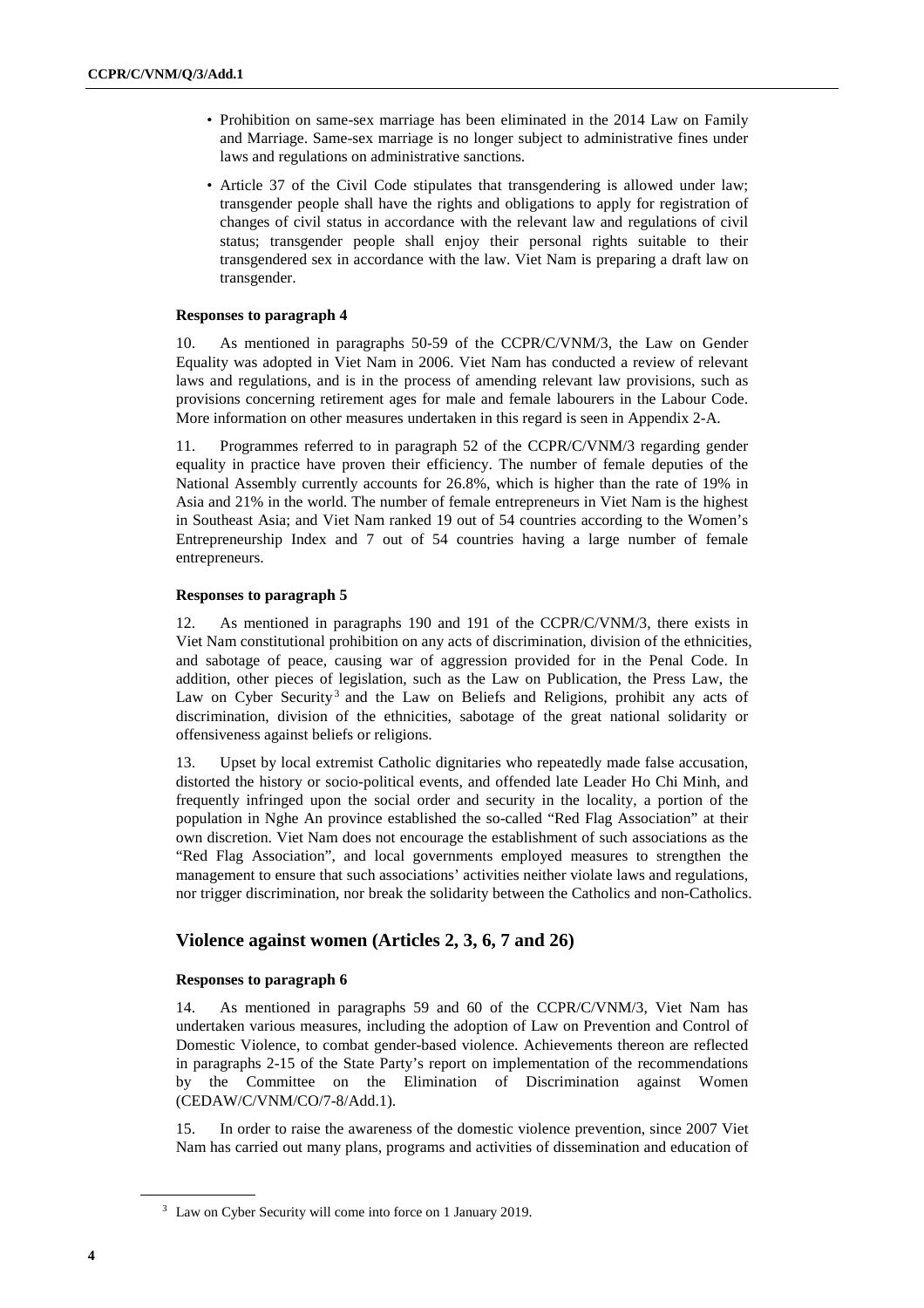- Prohibition on same-sex marriage has been eliminated in the 2014 Law on Family and Marriage. Same-sex marriage is no longer subject to administrative fines under laws and regulations on administrative sanctions.
- Article 37 of the Civil Code stipulates that transgendering is allowed under law; transgender people shall have the rights and obligations to apply for registration of changes of civil status in accordance with the relevant law and regulations of civil status; transgender people shall enjoy their personal rights suitable to their transgendered sex in accordance with the law. Viet Nam is preparing a draft law on transgender.

**Responses to paragraph 4**

10. As mentioned in paragraphs 50-59 of the CCPR/C/VNM/3, the Law on Gender Equality was adopted in Viet Nam in 2006. Viet Nam has conducted a review of relevant laws and regulations, and is in the process of amending relevant law provisions, such as provisions concerning retirement ages for male and female labourers in the Labour Code. More information on other measures undertaken in this regard is seen in Appendix 2-A.

11. Programmes referred to in paragraph 52 of the CCPR/C/VNM/3 regarding gender equality in practice have proven their efficiency. The number of female deputies of the National Assembly currently accounts for 26.8%, which is higher than the rate of 19% in Asia and 21% in the world. The number of female entrepreneurs in Viet Nam is the highest in Southeast Asia; and Viet Nam ranked 19 out of 54 countries according to the Women's Entrepreneurship Index and 7 out of 54 countries having a large number of female entrepreneurs.

**Responses to paragraph 5**

12. As mentioned in paragraphs 190 and 191 of the CCPR/C/VNM/3, there exists in Viet Nam constitutional prohibition on any acts of discrimination, division of the ethnicities, and sabotage of peace, causing war of aggression provided for in the Penal Code. In addition, other pieces of legislation, such as the Law on Publication, the Press Law, the Law on Cyber Security[3] and the Law on Beliefs and Religions, prohibit any acts of discrimination, division of the ethnicities, sabotage of the great national solidarity or offensiveness against beliefs or religions.

13. Upset by local extremist Catholic dignitaries who repeatedly made false accusation, distorted the history or socio-political events, and offended late Leader Ho Chi Minh, and frequently infringed upon the social order and security in the locality, a portion of the population in Nghe An province established the so-called "Red Flag Association" at their own discretion. Viet Nam does not encourage the establishment of such associations as the "Red Flag Association", and local governments employed measures to strengthen the management to ensure that such associations' activities neither violate laws and regulations, nor trigger discrimination, nor break the solidarity between the Catholics and non-Catholics.

## Violence against women (Articles 2, 3, 6, 7 and 26)

**Responses to paragraph 6**

14. As mentioned in paragraphs 59 and 60 of the CCPR/C/VNM/3, Viet Nam has undertaken various measures, including the adoption of Law on Prevention and Control of Domestic Violence, to combat gender-based violence. Achievements thereon are reflected in paragraphs 2-15 of the State Party's report on implementation of the recommendations by the Committee on the Elimination of Discrimination against Women (CEDAW/C/VNM/CO/7-8/Add.1).

15. In order to raise the awareness of the domestic violence prevention, since 2007 Viet Nam has carried out many plans, programs and activities of dissemination and education of

[3] Law on Cyber Security will come into force on 1 January 2019.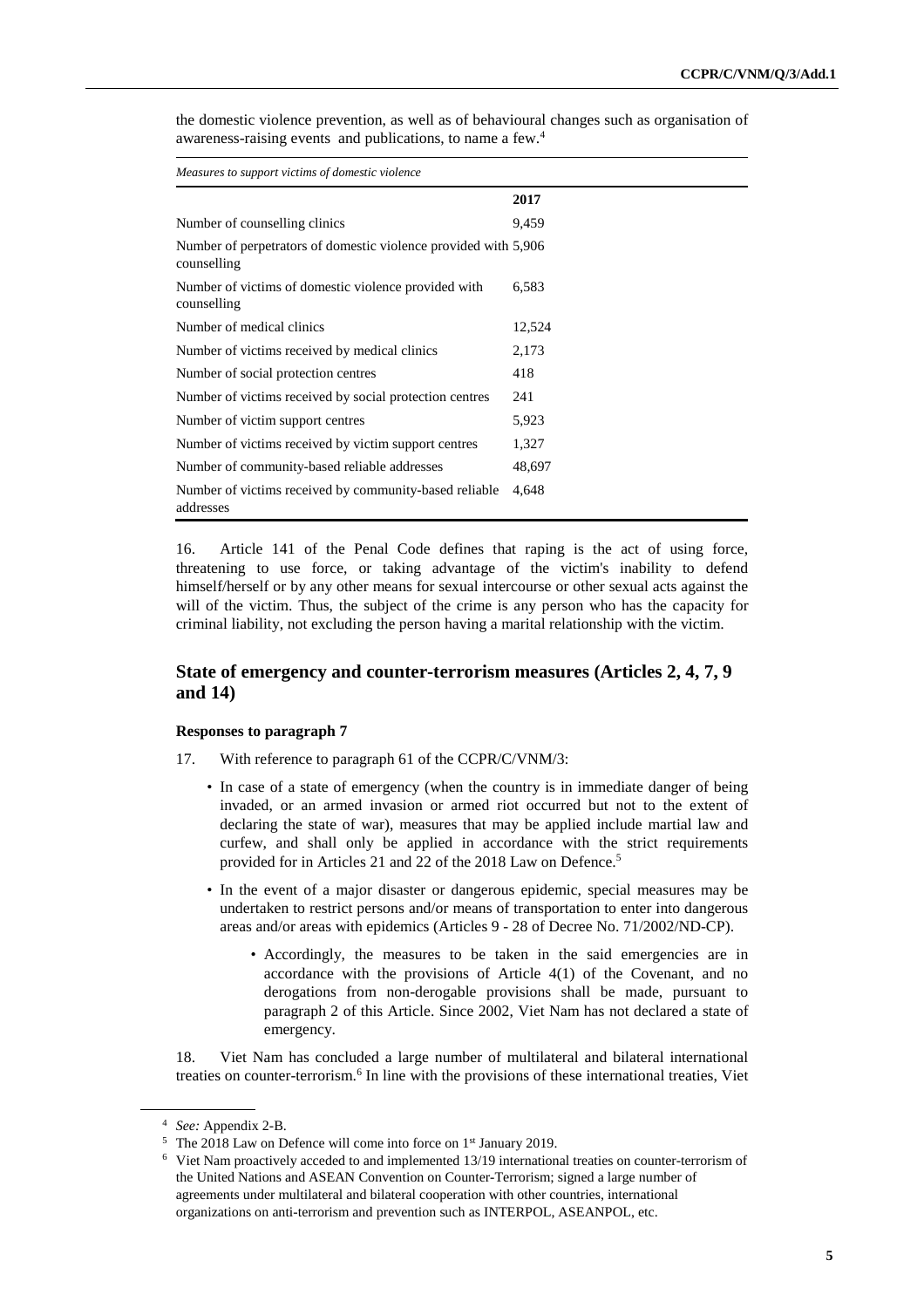the domestic violence prevention, as well as of behavioural changes such as organisation of awareness-raising events and publications, to name a few.[4]

*Measures to support victims of domestic violence*

| | 2017 |
|---|---|
| Number of counselling clinics | 9,459 |
| Number of perpetrators of domestic violence provided with counselling | 5,906 |
| Number of victims of domestic violence provided with counselling | 6,583 |
| Number of medical clinics | 12,524 |
| Number of victims received by medical clinics | 2,173 |
| Number of social protection centres | 418 |
| Number of victims received by social protection centres | 241 |
| Number of victim support centres | 5,923 |
| Number of victims received by victim support centres | 1,327 |
| Number of community-based reliable addresses | 48,697 |
| Number of victims received by community-based reliable addresses | 4,648 |

16. Article 141 of the Penal Code defines that raping is the act of using force, threatening to use force, or taking advantage of the victim's inability to defend himself/herself or by any other means for sexual intercourse or other sexual acts against the will of the victim. Thus, the subject of the crime is any person who has the capacity for criminal liability, not excluding the person having a marital relationship with the victim.

## State of emergency and counter-terrorism measures (Articles 2, 4, 7, 9 and 14)

**Responses to paragraph 7**

17. With reference to paragraph 61 of the CCPR/C/VNM/3:

- In case of a state of emergency (when the country is in immediate danger of being invaded, or an armed invasion or armed riot occurred but not to the extent of declaring the state of war), measures that may be applied include martial law and curfew, and shall only be applied in accordance with the strict requirements provided for in Articles 21 and 22 of the 2018 Law on Defence.[5]
- In the event of a major disaster or dangerous epidemic, special measures may be undertaken to restrict persons and/or means of transportation to enter into dangerous areas and/or areas with epidemics (Articles 9 - 28 of Decree No. 71/2002/ND-CP).
    - Accordingly, the measures to be taken in the said emergencies are in accordance with the provisions of Article 4(1) of the Covenant, and no derogations from non-derogable provisions shall be made, pursuant to paragraph 2 of this Article. Since 2002, Viet Nam has not declared a state of emergency.

18. Viet Nam has concluded a large number of multilateral and bilateral international treaties on counter-terrorism.[6] In line with the provisions of these international treaties, Viet

[4] *See:* Appendix 2-B.

[5] The 2018 Law on Defence will come into force on 1st January 2019.

[6] Viet Nam proactively acceded to and implemented 13/19 international treaties on counter-terrorism of the United Nations and ASEAN Convention on Counter-Terrorism; signed a large number of agreements under multilateral and bilateral cooperation with other countries, international organizations on anti-terrorism and prevention such as INTERPOL, ASEANPOL, etc.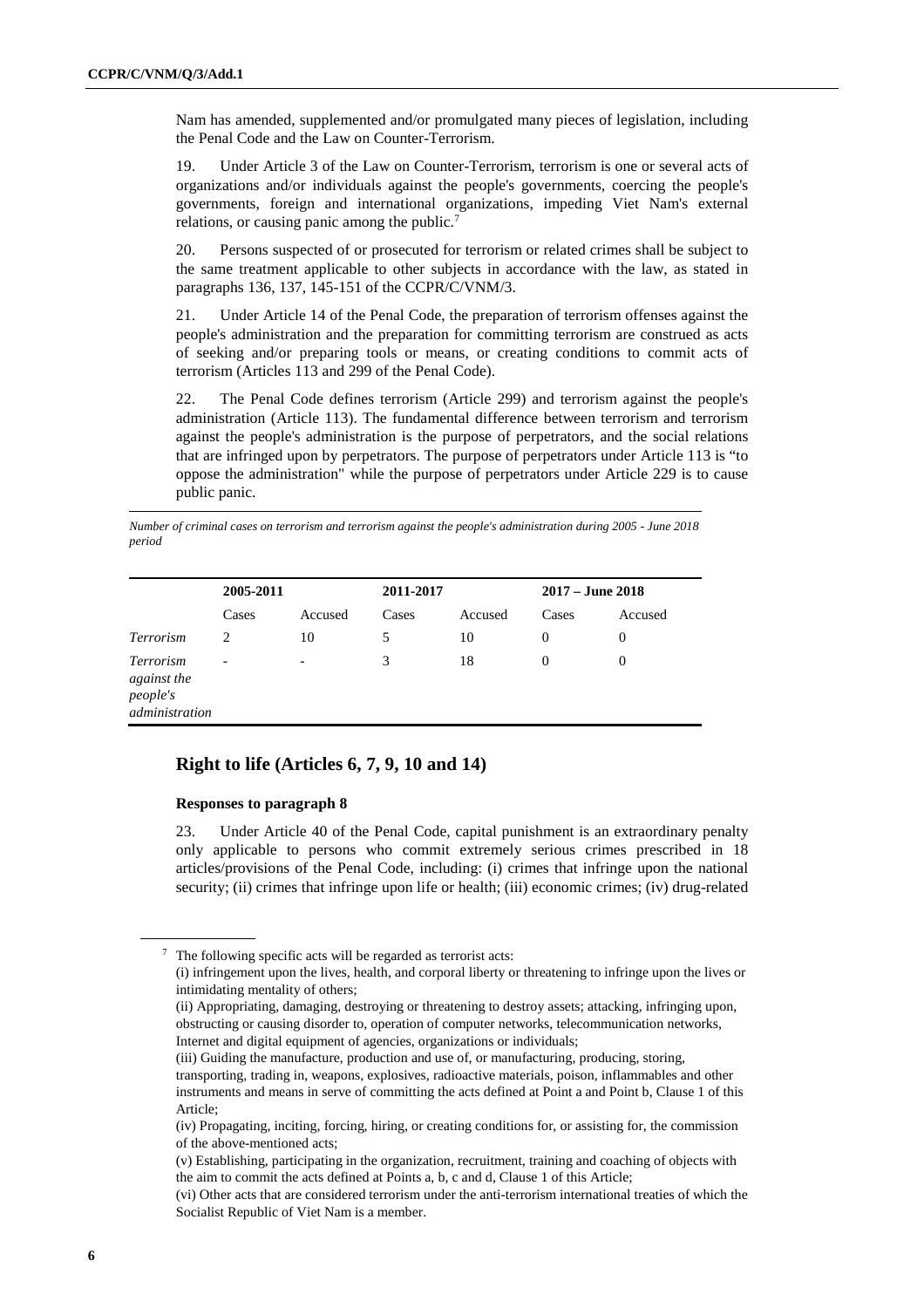Nam has amended, supplemented and/or promulgated many pieces of legislation, including the Penal Code and the Law on Counter-Terrorism.

19. Under Article 3 of the Law on Counter-Terrorism, terrorism is one or several acts of organizations and/or individuals against the people's governments, coercing the people's governments, foreign and international organizations, impeding Viet Nam's external relations, or causing panic among the public.[7]

20. Persons suspected of or prosecuted for terrorism or related crimes shall be subject to the same treatment applicable to other subjects in accordance with the law, as stated in paragraphs 136, 137, 145-151 of the CCPR/C/VNM/3.

21. Under Article 14 of the Penal Code, the preparation of terrorism offenses against the people's administration and the preparation for committing terrorism are construed as acts of seeking and/or preparing tools or means, or creating conditions to commit acts of terrorism (Articles 113 and 299 of the Penal Code).

22. The Penal Code defines terrorism (Article 299) and terrorism against the people's administration (Article 113). The fundamental difference between terrorism and terrorism against the people's administration is the purpose of perpetrators, and the social relations that are infringed upon by perpetrators. The purpose of perpetrators under Article 113 is "to oppose the administration" while the purpose of perpetrators under Article 229 is to cause public panic.

*Number of criminal cases on terrorism and terrorism against the people's administration during 2005 - June 2018 period*

| | 2005-2011 | | 2011-2017 | | 2017 – June 2018 | |
|---|---|---|---|---|---|---|
| | Cases | Accused | Cases | Accused | Cases | Accused |
| *Terrorism* | 2 | 10 | 5 | 10 | 0 | 0 |
| *Terrorism against the people's administration* | - | - | 3 | 18 | 0 | 0 |

## Right to life (Articles 6, 7, 9, 10 and 14)

### Responses to paragraph 8

23. Under Article 40 of the Penal Code, capital punishment is an extraordinary penalty only applicable to persons who commit extremely serious crimes prescribed in 18 articles/provisions of the Penal Code, including: (i) crimes that infringe upon the national security; (ii) crimes that infringe upon life or health; (iii) economic crimes; (iv) drug-related

---

[7] The following specific acts will be regarded as terrorist acts:

(i) infringement upon the lives, health, and corporal liberty or threatening to infringe upon the lives or intimidating mentality of others;

(ii) Appropriating, damaging, destroying or threatening to destroy assets; attacking, infringing upon, obstructing or causing disorder to, operation of computer networks, telecommunication networks, Internet and digital equipment of agencies, organizations or individuals;

(iii) Guiding the manufacture, production and use of, or manufacturing, producing, storing, transporting, trading in, weapons, explosives, radioactive materials, poison, inflammables and other instruments and means in serve of committing the acts defined at Point a and Point b, Clause 1 of this Article;

(iv) Propagating, inciting, forcing, hiring, or creating conditions for, or assisting for, the commission of the above-mentioned acts;

(v) Establishing, participating in the organization, recruitment, training and coaching of objects with the aim to commit the acts defined at Points a, b, c and d, Clause 1 of this Article;

(vi) Other acts that are considered terrorism under the anti-terrorism international treaties of which the Socialist Republic of Viet Nam is a member.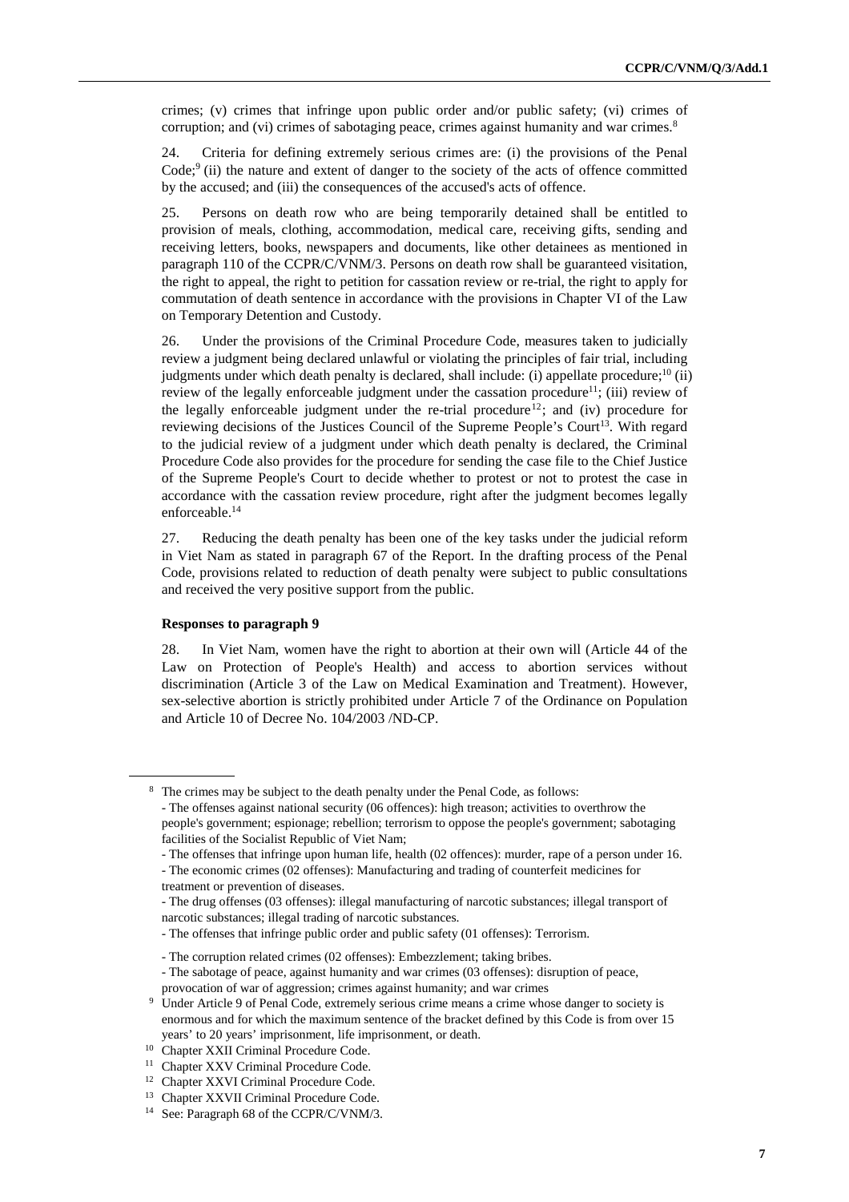crimes; (v) crimes that infringe upon public order and/or public safety; (vi) crimes of corruption; and (vi) crimes of sabotaging peace, crimes against humanity and war crimes.[8]

24. Criteria for defining extremely serious crimes are: (i) the provisions of the Penal Code;[9] (ii) the nature and extent of danger to the society of the acts of offence committed by the accused; and (iii) the consequences of the accused's acts of offence.

25. Persons on death row who are being temporarily detained shall be entitled to provision of meals, clothing, accommodation, medical care, receiving gifts, sending and receiving letters, books, newspapers and documents, like other detainees as mentioned in paragraph 110 of the CCPR/C/VNM/3. Persons on death row shall be guaranteed visitation, the right to appeal, the right to petition for cassation review or re-trial, the right to apply for commutation of death sentence in accordance with the provisions in Chapter VI of the Law on Temporary Detention and Custody.

26. Under the provisions of the Criminal Procedure Code, measures taken to judicially review a judgment being declared unlawful or violating the principles of fair trial, including judgments under which death penalty is declared, shall include: (i) appellate procedure;[10] (ii) review of the legally enforceable judgment under the cassation procedure[11]; (iii) review of the legally enforceable judgment under the re-trial procedure[12]; and (iv) procedure for reviewing decisions of the Justices Council of the Supreme People's Court[13]. With regard to the judicial review of a judgment under which death penalty is declared, the Criminal Procedure Code also provides for the procedure for sending the case file to the Chief Justice of the Supreme People's Court to decide whether to protest or not to protest the case in accordance with the cassation review procedure, right after the judgment becomes legally enforceable.[14]

27. Reducing the death penalty has been one of the key tasks under the judicial reform in Viet Nam as stated in paragraph 67 of the Report. In the drafting process of the Penal Code, provisions related to reduction of death penalty were subject to public consultations and received the very positive support from the public.

**Responses to paragraph 9**

28. In Viet Nam, women have the right to abortion at their own will (Article 44 of the Law on Protection of People's Health) and access to abortion services without discrimination (Article 3 of the Law on Medical Examination and Treatment). However, sex-selective abortion is strictly prohibited under Article 7 of the Ordinance on Population and Article 10 of Decree No. 104/2003 /ND-CP.

---

[8] The crimes may be subject to the death penalty under the Penal Code, as follows:
- The offenses against national security (06 offences): high treason; activities to overthrow the people's government; espionage; rebellion; terrorism to oppose the people's government; sabotaging facilities of the Socialist Republic of Viet Nam;
- The offenses that infringe upon human life, health (02 offences): murder, rape of a person under 16.
- The economic crimes (02 offenses): Manufacturing and trading of counterfeit medicines for treatment or prevention of diseases.
- The drug offenses (03 offenses): illegal manufacturing of narcotic substances; illegal transport of narcotic substances; illegal trading of narcotic substances.
- The offenses that infringe public order and public safety (01 offenses): Terrorism.
- The corruption related crimes (02 offenses): Embezzlement; taking bribes.
- The sabotage of peace, against humanity and war crimes (03 offenses): disruption of peace, provocation of war of aggression; crimes against humanity; and war crimes

[9] Under Article 9 of Penal Code, extremely serious crime means a crime whose danger to society is enormous and for which the maximum sentence of the bracket defined by this Code is from over 15 years' to 20 years' imprisonment, life imprisonment, or death.

[10] Chapter XXII Criminal Procedure Code.

[11] Chapter XXV Criminal Procedure Code.

[12] Chapter XXVI Criminal Procedure Code.

[13] Chapter XXVII Criminal Procedure Code.

[14] See: Paragraph 68 of the CCPR/C/VNM/3.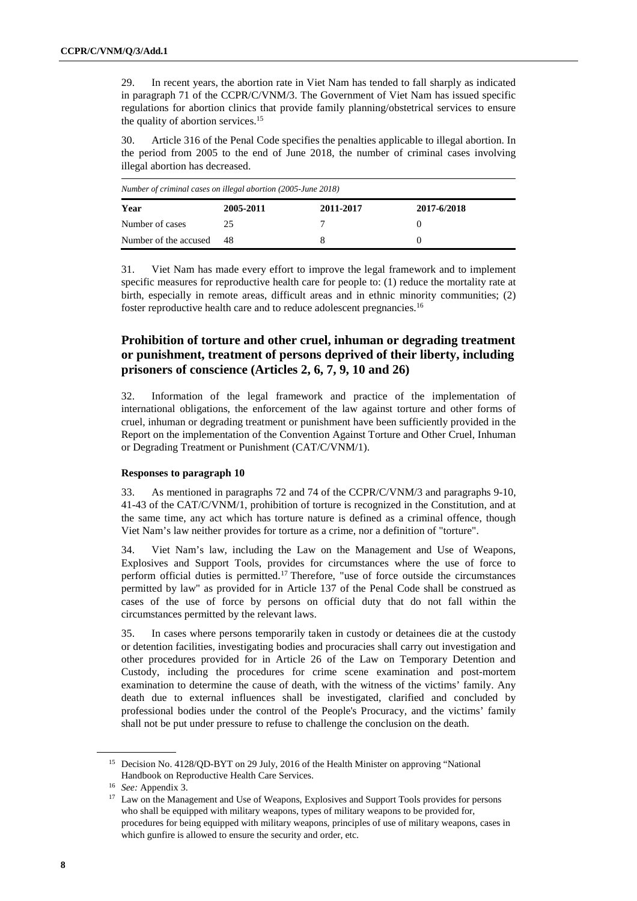29. In recent years, the abortion rate in Viet Nam has tended to fall sharply as indicated in paragraph 71 of the CCPR/C/VNM/3. The Government of Viet Nam has issued specific regulations for abortion clinics that provide family planning/obstetrical services to ensure the quality of abortion services.[15]

30. Article 316 of the Penal Code specifies the penalties applicable to illegal abortion. In the period from 2005 to the end of June 2018, the number of criminal cases involving illegal abortion has decreased.

*Number of criminal cases on illegal abortion (2005-June 2018)*

| Year | 2005-2011 | 2011-2017 | 2017-6/2018 |
|---|---|---|---|
| Number of cases | 25 | 7 | 0 |
| Number of the accused | 48 | 8 | 0 |

31. Viet Nam has made every effort to improve the legal framework and to implement specific measures for reproductive health care for people to: (1) reduce the mortality rate at birth, especially in remote areas, difficult areas and in ethnic minority communities; (2) foster reproductive health care and to reduce adolescent pregnancies.[16]

## Prohibition of torture and other cruel, inhuman or degrading treatment or punishment, treatment of persons deprived of their liberty, including prisoners of conscience (Articles 2, 6, 7, 9, 10 and 26)

32. Information of the legal framework and practice of the implementation of international obligations, the enforcement of the law against torture and other forms of cruel, inhuman or degrading treatment or punishment have been sufficiently provided in the Report on the implementation of the Convention Against Torture and Other Cruel, Inhuman or Degrading Treatment or Punishment (CAT/C/VNM/1).

### Responses to paragraph 10

33. As mentioned in paragraphs 72 and 74 of the CCPR/C/VNM/3 and paragraphs 9-10, 41-43 of the CAT/C/VNM/1, prohibition of torture is recognized in the Constitution, and at the same time, any act which has torture nature is defined as a criminal offence, though Viet Nam's law neither provides for torture as a crime, nor a definition of "torture".

34. Viet Nam's law, including the Law on the Management and Use of Weapons, Explosives and Support Tools, provides for circumstances where the use of force to perform official duties is permitted.[17] Therefore, "use of force outside the circumstances permitted by law" as provided for in Article 137 of the Penal Code shall be construed as cases of the use of force by persons on official duty that do not fall within the circumstances permitted by the relevant laws.

35. In cases where persons temporarily taken in custody or detainees die at the custody or detention facilities, investigating bodies and procuracies shall carry out investigation and other procedures provided for in Article 26 of the Law on Temporary Detention and Custody, including the procedures for crime scene examination and post-mortem examination to determine the cause of death, with the witness of the victims' family. Any death due to external influences shall be investigated, clarified and concluded by professional bodies under the control of the People's Procuracy, and the victims' family shall not be put under pressure to refuse to challenge the conclusion on the death.

---

[15] Decision No. 4128/QD-BYT on 29 July, 2016 of the Health Minister on approving "National Handbook on Reproductive Health Care Services.

[16] *See:* Appendix 3.

[17] Law on the Management and Use of Weapons, Explosives and Support Tools provides for persons who shall be equipped with military weapons, types of military weapons to be provided for, procedures for being equipped with military weapons, principles of use of military weapons, cases in which gunfire is allowed to ensure the security and order, etc.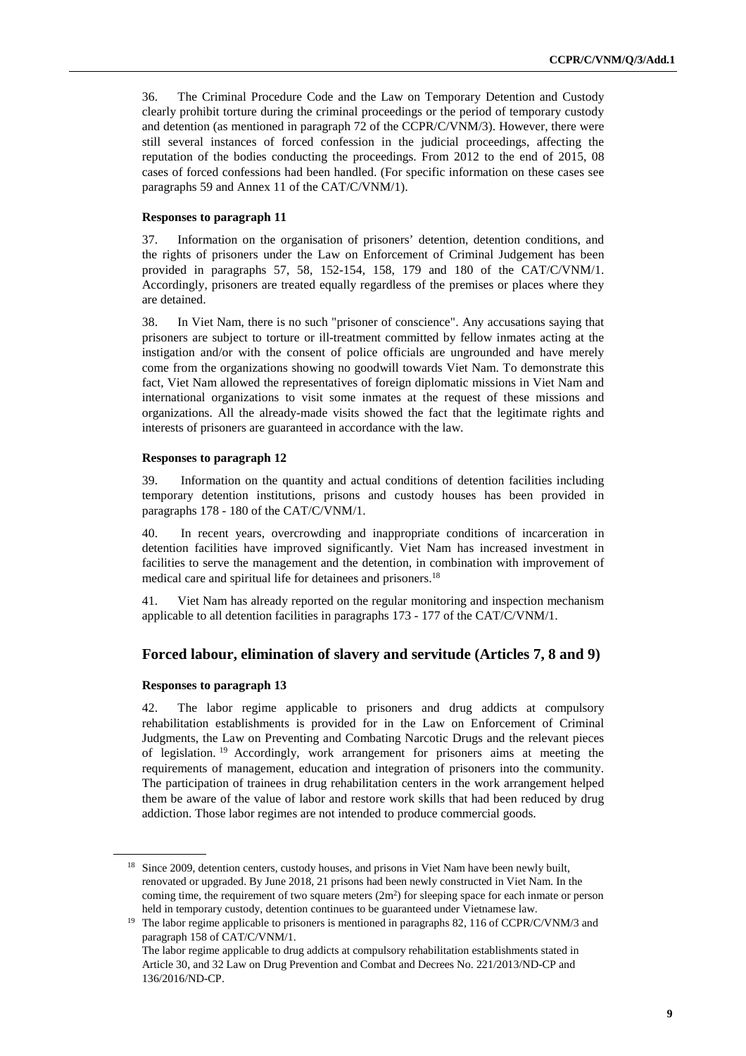36. The Criminal Procedure Code and the Law on Temporary Detention and Custody clearly prohibit torture during the criminal proceedings or the period of temporary custody and detention (as mentioned in paragraph 72 of the CCPR/C/VNM/3). However, there were still several instances of forced confession in the judicial proceedings, affecting the reputation of the bodies conducting the proceedings. From 2012 to the end of 2015, 08 cases of forced confessions had been handled. (For specific information on these cases see paragraphs 59 and Annex 11 of the CAT/C/VNM/1).

#### Responses to paragraph 11

37. Information on the organisation of prisoners' detention, detention conditions, and the rights of prisoners under the Law on Enforcement of Criminal Judgement has been provided in paragraphs 57, 58, 152-154, 158, 179 and 180 of the CAT/C/VNM/1. Accordingly, prisoners are treated equally regardless of the premises or places where they are detained.

38. In Viet Nam, there is no such "prisoner of conscience". Any accusations saying that prisoners are subject to torture or ill-treatment committed by fellow inmates acting at the instigation and/or with the consent of police officials are ungrounded and have merely come from the organizations showing no goodwill towards Viet Nam. To demonstrate this fact, Viet Nam allowed the representatives of foreign diplomatic missions in Viet Nam and international organizations to visit some inmates at the request of these missions and organizations. All the already-made visits showed the fact that the legitimate rights and interests of prisoners are guaranteed in accordance with the law.

#### Responses to paragraph 12

39. Information on the quantity and actual conditions of detention facilities including temporary detention institutions, prisons and custody houses has been provided in paragraphs 178 - 180 of the CAT/C/VNM/1.

40. In recent years, overcrowding and inappropriate conditions of incarceration in detention facilities have improved significantly. Viet Nam has increased investment in facilities to serve the management and the detention, in combination with improvement of medical care and spiritual life for detainees and prisoners.[18]

41. Viet Nam has already reported on the regular monitoring and inspection mechanism applicable to all detention facilities in paragraphs 173 - 177 of the CAT/C/VNM/1.

## Forced labour, elimination of slavery and servitude (Articles 7, 8 and 9)

#### Responses to paragraph 13

42. The labor regime applicable to prisoners and drug addicts at compulsory rehabilitation establishments is provided for in the Law on Enforcement of Criminal Judgments, the Law on Preventing and Combating Narcotic Drugs and the relevant pieces of legislation.[19] Accordingly, work arrangement for prisoners aims at meeting the requirements of management, education and integration of prisoners into the community. The participation of trainees in drug rehabilitation centers in the work arrangement helped them be aware of the value of labor and restore work skills that had been reduced by drug addiction. Those labor regimes are not intended to produce commercial goods.

---

[18] Since 2009, detention centers, custody houses, and prisons in Viet Nam have been newly built, renovated or upgraded. By June 2018, 21 prisons had been newly constructed in Viet Nam. In the coming time, the requirement of two square meters ($2m^2$) for sleeping space for each inmate or person held in temporary custody, detention continues to be guaranteed under Vietnamese law.

[19] The labor regime applicable to prisoners is mentioned in paragraphs 82, 116 of CCPR/C/VNM/3 and paragraph 158 of CAT/C/VNM/1.
The labor regime applicable to drug addicts at compulsory rehabilitation establishments stated in Article 30, and 32 Law on Drug Prevention and Combat and Decrees No. 221/2013/ND-CP and 136/2016/ND-CP.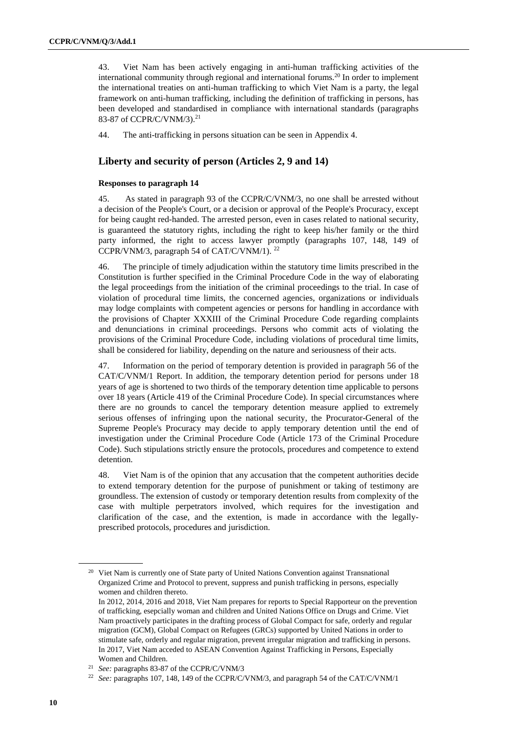43. Viet Nam has been actively engaging in anti-human trafficking activities of the international community through regional and international forums.[20] In order to implement the international treaties on anti-human trafficking to which Viet Nam is a party, the legal framework on anti-human trafficking, including the definition of trafficking in persons, has been developed and standardised in compliance with international standards (paragraphs 83-87 of CCPR/C/VNM/3).[21]

44. The anti-trafficking in persons situation can be seen in Appendix 4.

## Liberty and security of person (Articles 2, 9 and 14)

### Responses to paragraph 14

45. As stated in paragraph 93 of the CCPR/C/VNM/3, no one shall be arrested without a decision of the People's Court, or a decision or approval of the People's Procuracy, except for being caught red-handed. The arrested person, even in cases related to national security, is guaranteed the statutory rights, including the right to keep his/her family or the third party informed, the right to access lawyer promptly (paragraphs 107, 148, 149 of CCPR/VNM/3, paragraph 54 of CAT/C/VNM/1). [22]

46. The principle of timely adjudication within the statutory time limits prescribed in the Constitution is further specified in the Criminal Procedure Code in the way of elaborating the legal proceedings from the initiation of the criminal proceedings to the trial. In case of violation of procedural time limits, the concerned agencies, organizations or individuals may lodge complaints with competent agencies or persons for handling in accordance with the provisions of Chapter XXXIII of the Criminal Procedure Code regarding complaints and denunciations in criminal proceedings. Persons who commit acts of violating the provisions of the Criminal Procedure Code, including violations of procedural time limits, shall be considered for liability, depending on the nature and seriousness of their acts.

47. Information on the period of temporary detention is provided in paragraph 56 of the CAT/C/VNM/1 Report. In addition, the temporary detention period for persons under 18 years of age is shortened to two thirds of the temporary detention time applicable to persons over 18 years (Article 419 of the Criminal Procedure Code). In special circumstances where there are no grounds to cancel the temporary detention measure applied to extremely serious offenses of infringing upon the national security, the Procurator-General of the Supreme People's Procuracy may decide to apply temporary detention until the end of investigation under the Criminal Procedure Code (Article 173 of the Criminal Procedure Code). Such stipulations strictly ensure the protocols, procedures and competence to extend detention.

48. Viet Nam is of the opinion that any accusation that the competent authorities decide to extend temporary detention for the purpose of punishment or taking of testimony are groundless. The extension of custody or temporary detention results from complexity of the case with multiple perpetrators involved, which requires for the investigation and clarification of the case, and the extention, is made in accordance with the legally-prescribed protocols, procedures and jurisdiction.

---

[20] Viet Nam is currently one of State party of United Nations Convention against Transnational Organized Crime and Protocol to prevent, suppress and punish trafficking in persons, especially women and children thereto.
In 2012, 2014, 2016 and 2018, Viet Nam prepares for reports to Special Rapporteur on the prevention of trafficking, esepcially woman and children and United Nations Office on Drugs and Crime. Viet Nam proactively participates in the drafting process of Global Compact for safe, orderly and regular migration (GCM), Global Compact on Refugees (GRCs) supported by United Nations in order to stimulate safe, orderly and regular migration, prevent irregular migration and trafficking in persons. In 2017, Viet Nam acceded to ASEAN Convention Against Trafficking in Persons, Especially Women and Children.

[21] *See:* paragraphs 83-87 of the CCPR/C/VNM/3

[22] *See:* paragraphs 107, 148, 149 of the CCPR/C/VNM/3, and paragraph 54 of the CAT/C/VNM/1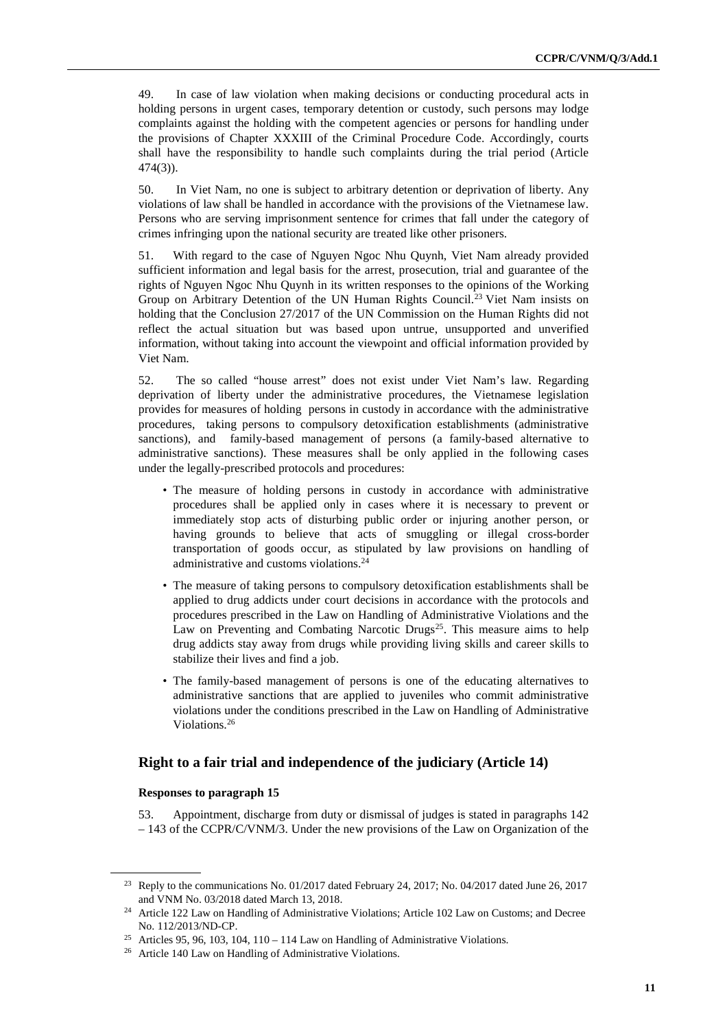49. In case of law violation when making decisions or conducting procedural acts in holding persons in urgent cases, temporary detention or custody, such persons may lodge complaints against the holding with the competent agencies or persons for handling under the provisions of Chapter XXXIII of the Criminal Procedure Code. Accordingly, courts shall have the responsibility to handle such complaints during the trial period (Article 474(3)).

50. In Viet Nam, no one is subject to arbitrary detention or deprivation of liberty. Any violations of law shall be handled in accordance with the provisions of the Vietnamese law. Persons who are serving imprisonment sentence for crimes that fall under the category of crimes infringing upon the national security are treated like other prisoners.

51. With regard to the case of Nguyen Ngoc Nhu Quynh, Viet Nam already provided sufficient information and legal basis for the arrest, prosecution, trial and guarantee of the rights of Nguyen Ngoc Nhu Quynh in its written responses to the opinions of the Working Group on Arbitrary Detention of the UN Human Rights Council.[23] Viet Nam insists on holding that the Conclusion 27/2017 of the UN Commission on the Human Rights did not reflect the actual situation but was based upon untrue, unsupported and unverified information, without taking into account the viewpoint and official information provided by Viet Nam.

52. The so called "house arrest" does not exist under Viet Nam's law. Regarding deprivation of liberty under the administrative procedures, the Vietnamese legislation provides for measures of holding persons in custody in accordance with the administrative procedures, taking persons to compulsory detoxification establishments (administrative sanctions), and family-based management of persons (a family-based alternative to administrative sanctions). These measures shall be only applied in the following cases under the legally-prescribed protocols and procedures:

- The measure of holding persons in custody in accordance with administrative procedures shall be applied only in cases where it is necessary to prevent or immediately stop acts of disturbing public order or injuring another person, or having grounds to believe that acts of smuggling or illegal cross-border transportation of goods occur, as stipulated by law provisions on handling of administrative and customs violations.[24]
- The measure of taking persons to compulsory detoxification establishments shall be applied to drug addicts under court decisions in accordance with the protocols and procedures prescribed in the Law on Handling of Administrative Violations and the Law on Preventing and Combating Narcotic Drugs[25]. This measure aims to help drug addicts stay away from drugs while providing living skills and career skills to stabilize their lives and find a job.
- The family-based management of persons is one of the educating alternatives to administrative sanctions that are applied to juveniles who commit administrative violations under the conditions prescribed in the Law on Handling of Administrative Violations.[26]

## Right to a fair trial and independence of the judiciary (Article 14)

### Responses to paragraph 15

53. Appointment, discharge from duty or dismissal of judges is stated in paragraphs 142 – 143 of the CCPR/C/VNM/3. Under the new provisions of the Law on Organization of the

---

[23] Reply to the communications No. 01/2017 dated February 24, 2017; No. 04/2017 dated June 26, 2017 and VNM No. 03/2018 dated March 13, 2018.

[24] Article 122 Law on Handling of Administrative Violations; Article 102 Law on Customs; and Decree No. 112/2013/ND-CP.

[25] Articles 95, 96, 103, 104, 110 – 114 Law on Handling of Administrative Violations.

[26] Article 140 Law on Handling of Administrative Violations.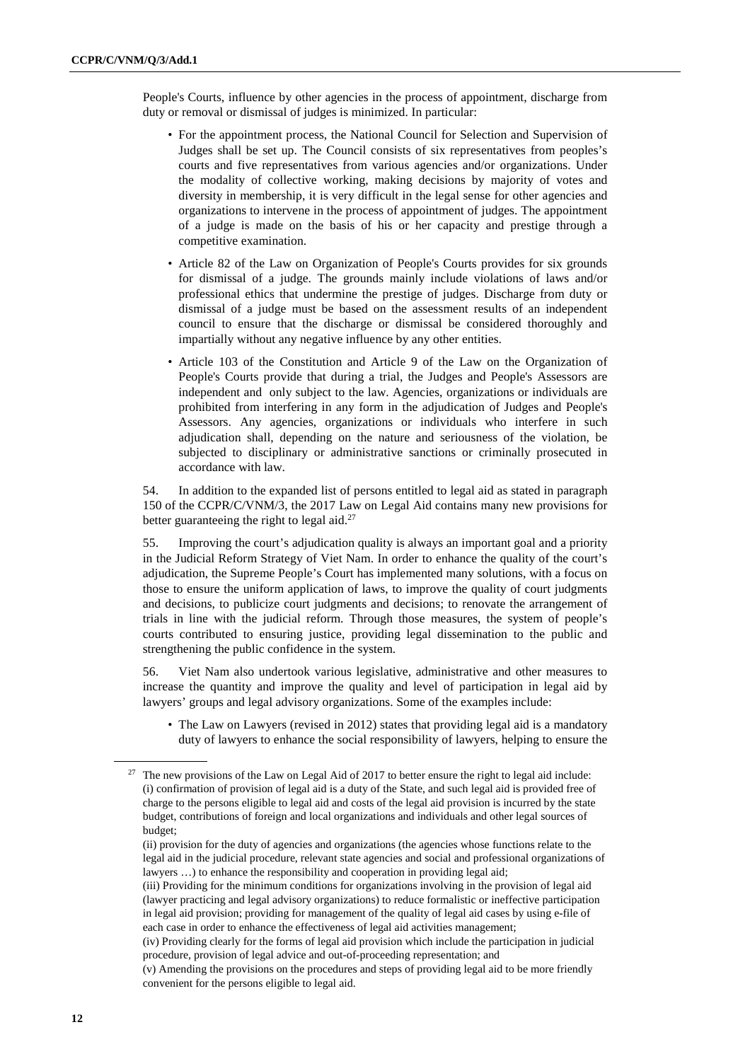People's Courts, influence by other agencies in the process of appointment, discharge from duty or removal or dismissal of judges is minimized. In particular:

- For the appointment process, the National Council for Selection and Supervision of Judges shall be set up. The Council consists of six representatives from peoples's courts and five representatives from various agencies and/or organizations. Under the modality of collective working, making decisions by majority of votes and diversity in membership, it is very difficult in the legal sense for other agencies and organizations to intervene in the process of appointment of judges. The appointment of a judge is made on the basis of his or her capacity and prestige through a competitive examination.
- Article 82 of the Law on Organization of People's Courts provides for six grounds for dismissal of a judge. The grounds mainly include violations of laws and/or professional ethics that undermine the prestige of judges. Discharge from duty or dismissal of a judge must be based on the assessment results of an independent council to ensure that the discharge or dismissal be considered thoroughly and impartially without any negative influence by any other entities.
- Article 103 of the Constitution and Article 9 of the Law on the Organization of People's Courts provide that during a trial, the Judges and People's Assessors are independent and only subject to the law. Agencies, organizations or individuals are prohibited from interfering in any form in the adjudication of Judges and People's Assessors. Any agencies, organizations or individuals who interfere in such adjudication shall, depending on the nature and seriousness of the violation, be subjected to disciplinary or administrative sanctions or criminally prosecuted in accordance with law.

54. In addition to the expanded list of persons entitled to legal aid as stated in paragraph 150 of the CCPR/C/VNM/3, the 2017 Law on Legal Aid contains many new provisions for better guaranteeing the right to legal aid.[27]

55. Improving the court's adjudication quality is always an important goal and a priority in the Judicial Reform Strategy of Viet Nam. In order to enhance the quality of the court's adjudication, the Supreme People's Court has implemented many solutions, with a focus on those to ensure the uniform application of laws, to improve the quality of court judgments and decisions, to publicize court judgments and decisions; to renovate the arrangement of trials in line with the judicial reform. Through those measures, the system of people's courts contributed to ensuring justice, providing legal dissemination to the public and strengthening the public confidence in the system.

56. Viet Nam also undertook various legislative, administrative and other measures to increase the quantity and improve the quality and level of participation in legal aid by lawyers' groups and legal advisory organizations. Some of the examples include:

- The Law on Lawyers (revised in 2012) states that providing legal aid is a mandatory duty of lawyers to enhance the social responsibility of lawyers, helping to ensure the

---

[27] The new provisions of the Law on Legal Aid of 2017 to better ensure the right to legal aid include: (i) confirmation of provision of legal aid is a duty of the State, and such legal aid is provided free of charge to the persons eligible to legal aid and costs of the legal aid provision is incurred by the state budget, contributions of foreign and local organizations and individuals and other legal sources of budget;

(ii) provision for the duty of agencies and organizations (the agencies whose functions relate to the legal aid in the judicial procedure, relevant state agencies and social and professional organizations of lawyers …) to enhance the responsibility and cooperation in providing legal aid;

(iii) Providing for the minimum conditions for organizations involving in the provision of legal aid (lawyer practicing and legal advisory organizations) to reduce formalistic or ineffective participation in legal aid provision; providing for management of the quality of legal aid cases by using e-file of each case in order to enhance the effectiveness of legal aid activities management;

(iv) Providing clearly for the forms of legal aid provision which include the participation in judicial procedure, provision of legal advice and out-of-proceeding representation; and

(v) Amending the provisions on the procedures and steps of providing legal aid to be more friendly convenient for the persons eligible to legal aid.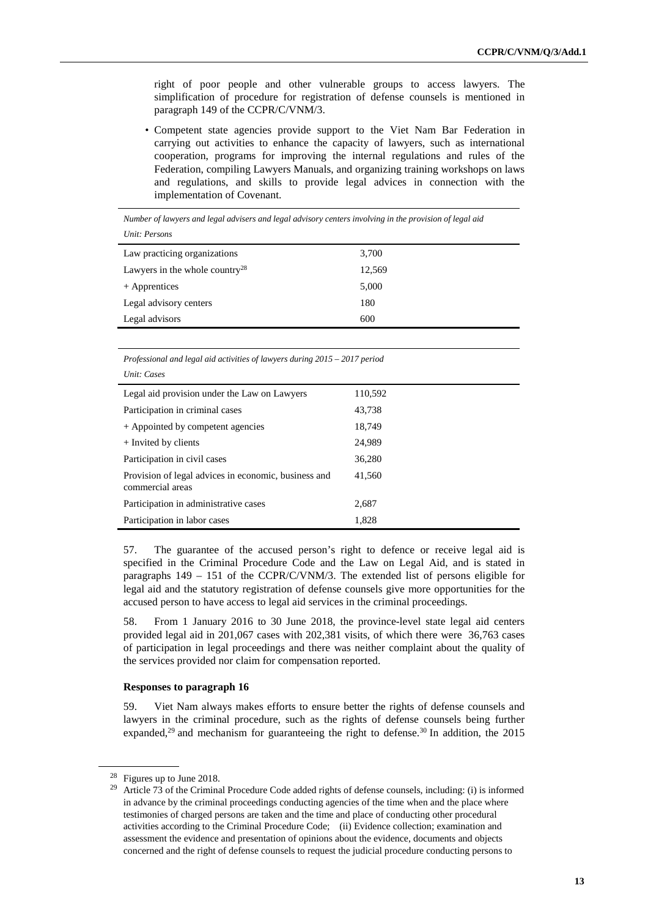right of poor people and other vulnerable groups to access lawyers. The simplification of procedure for registration of defense counsels is mentioned in paragraph 149 of the CCPR/C/VNM/3.

- Competent state agencies provide support to the Viet Nam Bar Federation in carrying out activities to enhance the capacity of lawyers, such as international cooperation, programs for improving the internal regulations and rules of the Federation, compiling Lawyers Manuals, and organizing training workshops on laws and regulations, and skills to provide legal advices in connection with the implementation of Covenant.

*Number of lawyers and legal advisers and legal advisory centers involving in the provision of legal aid*

*Unit: Persons*

| | |
|---|---|
| Law practicing organizations | 3,700 |
| Lawyers in the whole country[28] | 12,569 |
| + Apprentices | 5,000 |
| Legal advisory centers | 180 |
| Legal advisors | 600 |

*Professional and legal aid activities of lawyers during 2015 – 2017 period*

*Unit: Cases*

| | |
|---|---|
| Legal aid provision under the Law on Lawyers | 110,592 |
| Participation in criminal cases | 43,738 |
| + Appointed by competent agencies | 18,749 |
| + Invited by clients | 24,989 |
| Participation in civil cases | 36,280 |
| Provision of legal advices in economic, business and commercial areas | 41,560 |
| Participation in administrative cases | 2,687 |
| Participation in labor cases | 1,828 |

57. The guarantee of the accused person's right to defence or receive legal aid is specified in the Criminal Procedure Code and the Law on Legal Aid, and is stated in paragraphs 149 – 151 of the CCPR/C/VNM/3. The extended list of persons eligible for legal aid and the statutory registration of defense counsels give more opportunities for the accused person to have access to legal aid services in the criminal proceedings.

58. From 1 January 2016 to 30 June 2018, the province-level state legal aid centers provided legal aid in 201,067 cases with 202,381 visits, of which there were 36,763 cases of participation in legal proceedings and there was neither complaint about the quality of the services provided nor claim for compensation reported.

**Responses to paragraph 16**

59. Viet Nam always makes efforts to ensure better the rights of defense counsels and lawyers in the criminal procedure, such as the rights of defense counsels being further expanded,[29] and mechanism for guaranteeing the right to defense.[30] In addition, the 2015

---

[28] Figures up to June 2018.

[29] Article 73 of the Criminal Procedure Code added rights of defense counsels, including: (i) is informed in advance by the criminal proceedings conducting agencies of the time when and the place where testimonies of charged persons are taken and the time and place of conducting other procedural activities according to the Criminal Procedure Code; (ii) Evidence collection; examination and assessment the evidence and presentation of opinions about the evidence, documents and objects concerned and the right of defense counsels to request the judicial procedure conducting persons to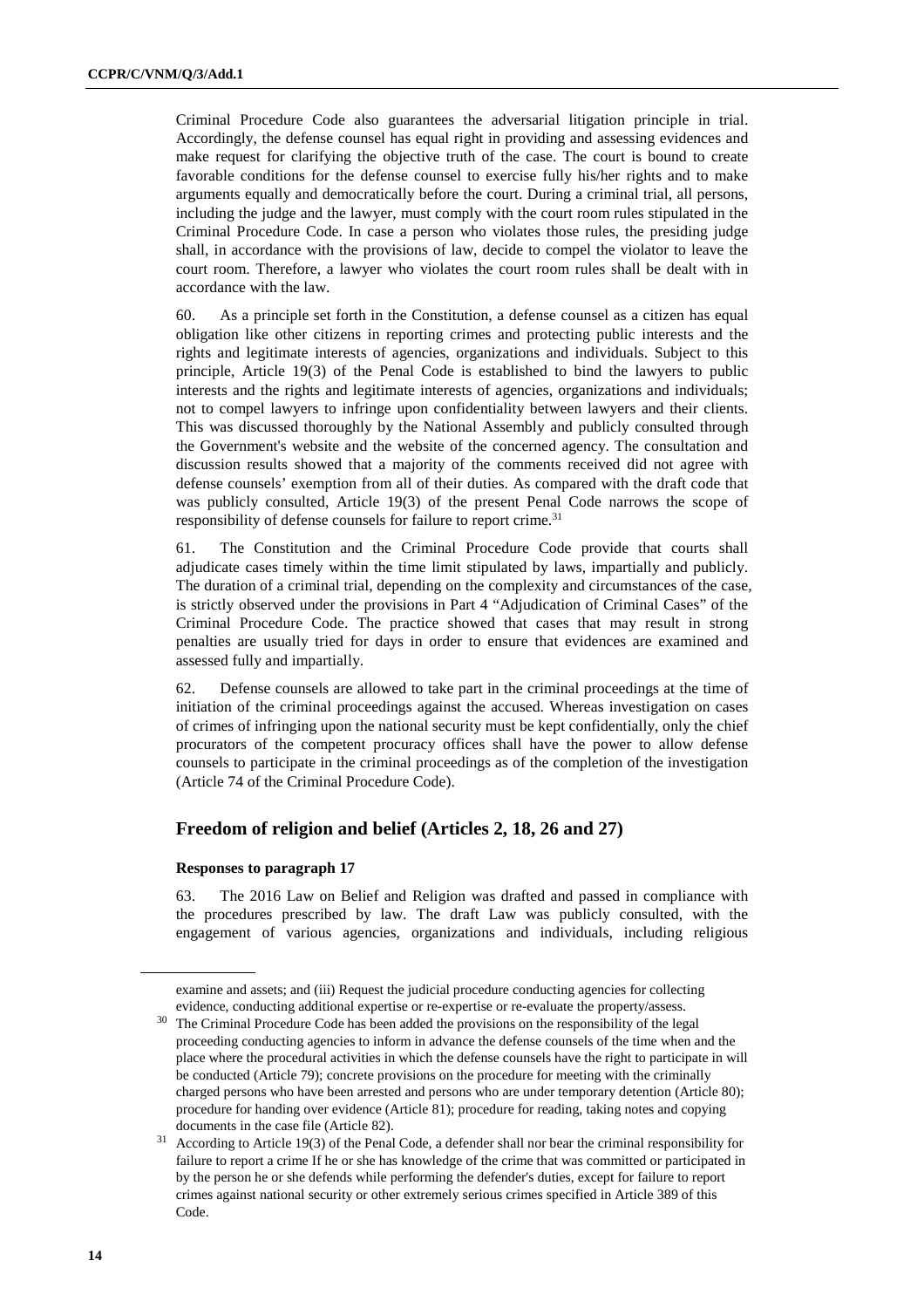Criminal Procedure Code also guarantees the adversarial litigation principle in trial. Accordingly, the defense counsel has equal right in providing and assessing evidences and make request for clarifying the objective truth of the case. The court is bound to create favorable conditions for the defense counsel to exercise fully his/her rights and to make arguments equally and democratically before the court. During a criminal trial, all persons, including the judge and the lawyer, must comply with the court room rules stipulated in the Criminal Procedure Code. In case a person who violates those rules, the presiding judge shall, in accordance with the provisions of law, decide to compel the violator to leave the court room. Therefore, a lawyer who violates the court room rules shall be dealt with in accordance with the law.

60. As a principle set forth in the Constitution, a defense counsel as a citizen has equal obligation like other citizens in reporting crimes and protecting public interests and the rights and legitimate interests of agencies, organizations and individuals. Subject to this principle, Article 19(3) of the Penal Code is established to bind the lawyers to public interests and the rights and legitimate interests of agencies, organizations and individuals; not to compel lawyers to infringe upon confidentiality between lawyers and their clients. This was discussed thoroughly by the National Assembly and publicly consulted through the Government's website and the website of the concerned agency. The consultation and discussion results showed that a majority of the comments received did not agree with defense counsels' exemption from all of their duties. As compared with the draft code that was publicly consulted, Article 19(3) of the present Penal Code narrows the scope of responsibility of defense counsels for failure to report crime.[31]

61. The Constitution and the Criminal Procedure Code provide that courts shall adjudicate cases timely within the time limit stipulated by laws, impartially and publicly. The duration of a criminal trial, depending on the complexity and circumstances of the case, is strictly observed under the provisions in Part 4 "Adjudication of Criminal Cases" of the Criminal Procedure Code. The practice showed that cases that may result in strong penalties are usually tried for days in order to ensure that evidences are examined and assessed fully and impartially.

62. Defense counsels are allowed to take part in the criminal proceedings at the time of initiation of the criminal proceedings against the accused. Whereas investigation on cases of crimes of infringing upon the national security must be kept confidentially, only the chief procurators of the competent procuracy offices shall have the power to allow defense counsels to participate in the criminal proceedings as of the completion of the investigation (Article 74 of the Criminal Procedure Code).

## Freedom of religion and belief (Articles 2, 18, 26 and 27)

### Responses to paragraph 17

63. The 2016 Law on Belief and Religion was drafted and passed in compliance with the procedures prescribed by law. The draft Law was publicly consulted, with the engagement of various agencies, organizations and individuals, including religious

---

examine and assets; and (iii) Request the judicial procedure conducting agencies for collecting evidence, conducting additional expertise or re-expertise or re-evaluate the property/assess.

[30] The Criminal Procedure Code has been added the provisions on the responsibility of the legal proceeding conducting agencies to inform in advance the defense counsels of the time when and the place where the procedural activities in which the defense counsels have the right to participate in will be conducted (Article 79); concrete provisions on the procedure for meeting with the criminally charged persons who have been arrested and persons who are under temporary detention (Article 80); procedure for handing over evidence (Article 81); procedure for reading, taking notes and copying documents in the case file (Article 82).

[31] According to Article 19(3) of the Penal Code, a defender shall nor bear the criminal responsibility for failure to report a crime If he or she has knowledge of the crime that was committed or participated in by the person he or she defends while performing the defender's duties, except for failure to report crimes against national security or other extremely serious crimes specified in Article 389 of this Code.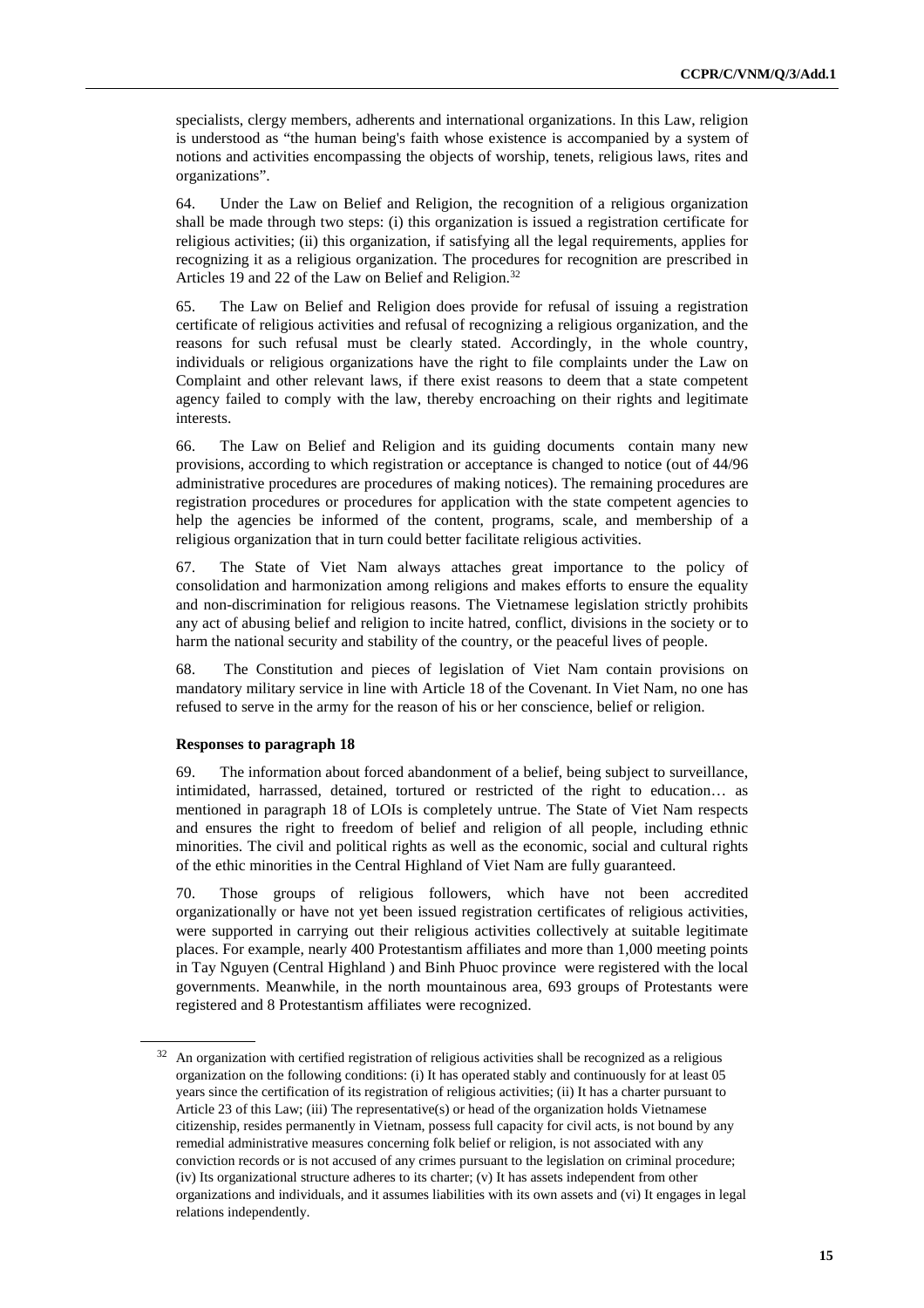specialists, clergy members, adherents and international organizations. In this Law, religion is understood as "the human being's faith whose existence is accompanied by a system of notions and activities encompassing the objects of worship, tenets, religious laws, rites and organizations".

64. Under the Law on Belief and Religion, the recognition of a religious organization shall be made through two steps: (i) this organization is issued a registration certificate for religious activities; (ii) this organization, if satisfying all the legal requirements, applies for recognizing it as a religious organization. The procedures for recognition are prescribed in Articles 19 and 22 of the Law on Belief and Religion.[32]

65. The Law on Belief and Religion does provide for refusal of issuing a registration certificate of religious activities and refusal of recognizing a religious organization, and the reasons for such refusal must be clearly stated. Accordingly, in the whole country, individuals or religious organizations have the right to file complaints under the Law on Complaint and other relevant laws, if there exist reasons to deem that a state competent agency failed to comply with the law, thereby encroaching on their rights and legitimate interests.

66. The Law on Belief and Religion and its guiding documents contain many new provisions, according to which registration or acceptance is changed to notice (out of 44/96 administrative procedures are procedures of making notices). The remaining procedures are registration procedures or procedures for application with the state competent agencies to help the agencies be informed of the content, programs, scale, and membership of a religious organization that in turn could better facilitate religious activities.

67. The State of Viet Nam always attaches great importance to the policy of consolidation and harmonization among religions and makes efforts to ensure the equality and non-discrimination for religious reasons. The Vietnamese legislation strictly prohibits any act of abusing belief and religion to incite hatred, conflict, divisions in the society or to harm the national security and stability of the country, or the peaceful lives of people.

68. The Constitution and pieces of legislation of Viet Nam contain provisions on mandatory military service in line with Article 18 of the Covenant. In Viet Nam, no one has refused to serve in the army for the reason of his or her conscience, belief or religion.

**Responses to paragraph 18**

69. The information about forced abandonment of a belief, being subject to surveillance, intimidated, harrassed, detained, tortured or restricted of the right to education… as mentioned in paragraph 18 of LOIs is completely untrue. The State of Viet Nam respects and ensures the right to freedom of belief and religion of all people, including ethnic minorities. The civil and political rights as well as the economic, social and cultural rights of the ethic minorities in the Central Highland of Viet Nam are fully guaranteed.

70. Those groups of religious followers, which have not been accredited organizationally or have not yet been issued registration certificates of religious activities, were supported in carrying out their religious activities collectively at suitable legitimate places. For example, nearly 400 Protestantism affiliates and more than 1,000 meeting points in Tay Nguyen (Central Highland ) and Binh Phuoc province were registered with the local governments. Meanwhile, in the north mountainous area, 693 groups of Protestants were registered and 8 Protestantism affiliates were recognized.

---

[32] An organization with certified registration of religious activities shall be recognized as a religious organization on the following conditions: (i) It has operated stably and continuously for at least 05 years since the certification of its registration of religious activities; (ii) It has a charter pursuant to Article 23 of this Law; (iii) The representative(s) or head of the organization holds Vietnamese citizenship, resides permanently in Vietnam, possess full capacity for civil acts, is not bound by any remedial administrative measures concerning folk belief or religion, is not associated with any conviction records or is not accused of any crimes pursuant to the legislation on criminal procedure; (iv) Its organizational structure adheres to its charter; (v) It has assets independent from other organizations and individuals, and it assumes liabilities with its own assets and (vi) It engages in legal relations independently.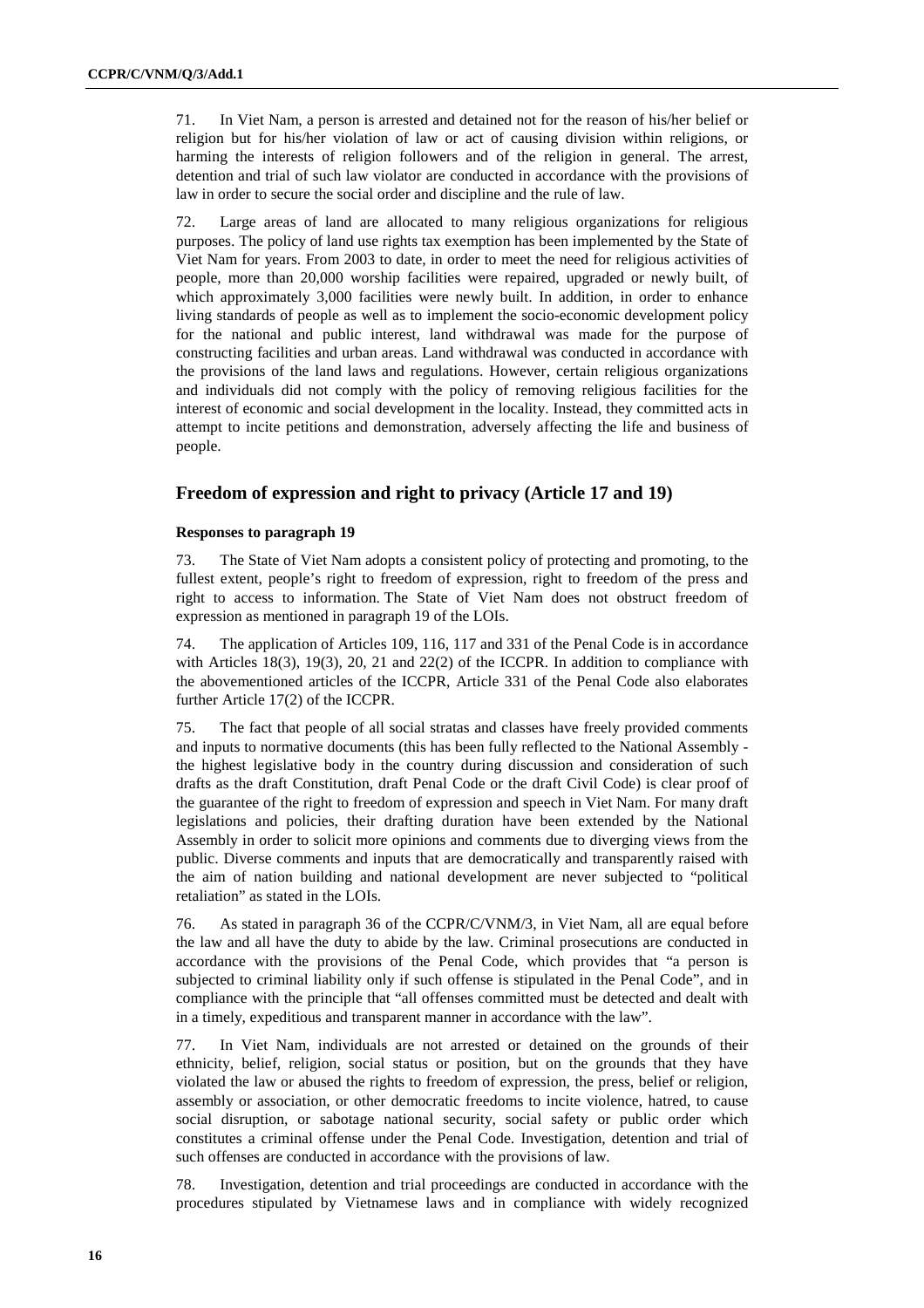71. In Viet Nam, a person is arrested and detained not for the reason of his/her belief or religion but for his/her violation of law or act of causing division within religions, or harming the interests of religion followers and of the religion in general. The arrest, detention and trial of such law violator are conducted in accordance with the provisions of law in order to secure the social order and discipline and the rule of law.

72. Large areas of land are allocated to many religious organizations for religious purposes. The policy of land use rights tax exemption has been implemented by the State of Viet Nam for years. From 2003 to date, in order to meet the need for religious activities of people, more than 20,000 worship facilities were repaired, upgraded or newly built, of which approximately 3,000 facilities were newly built. In addition, in order to enhance living standards of people as well as to implement the socio-economic development policy for the national and public interest, land withdrawal was made for the purpose of constructing facilities and urban areas. Land withdrawal was conducted in accordance with the provisions of the land laws and regulations. However, certain religious organizations and individuals did not comply with the policy of removing religious facilities for the interest of economic and social development in the locality. Instead, they committed acts in attempt to incite petitions and demonstration, adversely affecting the life and business of people.

## Freedom of expression and right to privacy (Article 17 and 19)

### Responses to paragraph 19

73. The State of Viet Nam adopts a consistent policy of protecting and promoting, to the fullest extent, people's right to freedom of expression, right to freedom of the press and right to access to information. The State of Viet Nam does not obstruct freedom of expression as mentioned in paragraph 19 of the LOIs.

74. The application of Articles 109, 116, 117 and 331 of the Penal Code is in accordance with Articles 18(3), 19(3), 20, 21 and 22(2) of the ICCPR. In addition to compliance with the abovementioned articles of the ICCPR, Article 331 of the Penal Code also elaborates further Article 17(2) of the ICCPR.

75. The fact that people of all social stratas and classes have freely provided comments and inputs to normative documents (this has been fully reflected to the National Assembly - the highest legislative body in the country during discussion and consideration of such drafts as the draft Constitution, draft Penal Code or the draft Civil Code) is clear proof of the guarantee of the right to freedom of expression and speech in Viet Nam. For many draft legislations and policies, their drafting duration have been extended by the National Assembly in order to solicit more opinions and comments due to diverging views from the public. Diverse comments and inputs that are democratically and transparently raised with the aim of nation building and national development are never subjected to "political retaliation" as stated in the LOIs.

76. As stated in paragraph 36 of the CCPR/C/VNM/3, in Viet Nam, all are equal before the law and all have the duty to abide by the law. Criminal prosecutions are conducted in accordance with the provisions of the Penal Code, which provides that "a person is subjected to criminal liability only if such offense is stipulated in the Penal Code", and in compliance with the principle that "all offenses committed must be detected and dealt with in a timely, expeditious and transparent manner in accordance with the law".

77. In Viet Nam, individuals are not arrested or detained on the grounds of their ethnicity, belief, religion, social status or position, but on the grounds that they have violated the law or abused the rights to freedom of expression, the press, belief or religion, assembly or association, or other democratic freedoms to incite violence, hatred, to cause social disruption, or sabotage national security, social safety or public order which constitutes a criminal offense under the Penal Code. Investigation, detention and trial of such offenses are conducted in accordance with the provisions of law.

78. Investigation, detention and trial proceedings are conducted in accordance with the procedures stipulated by Vietnamese laws and in compliance with widely recognized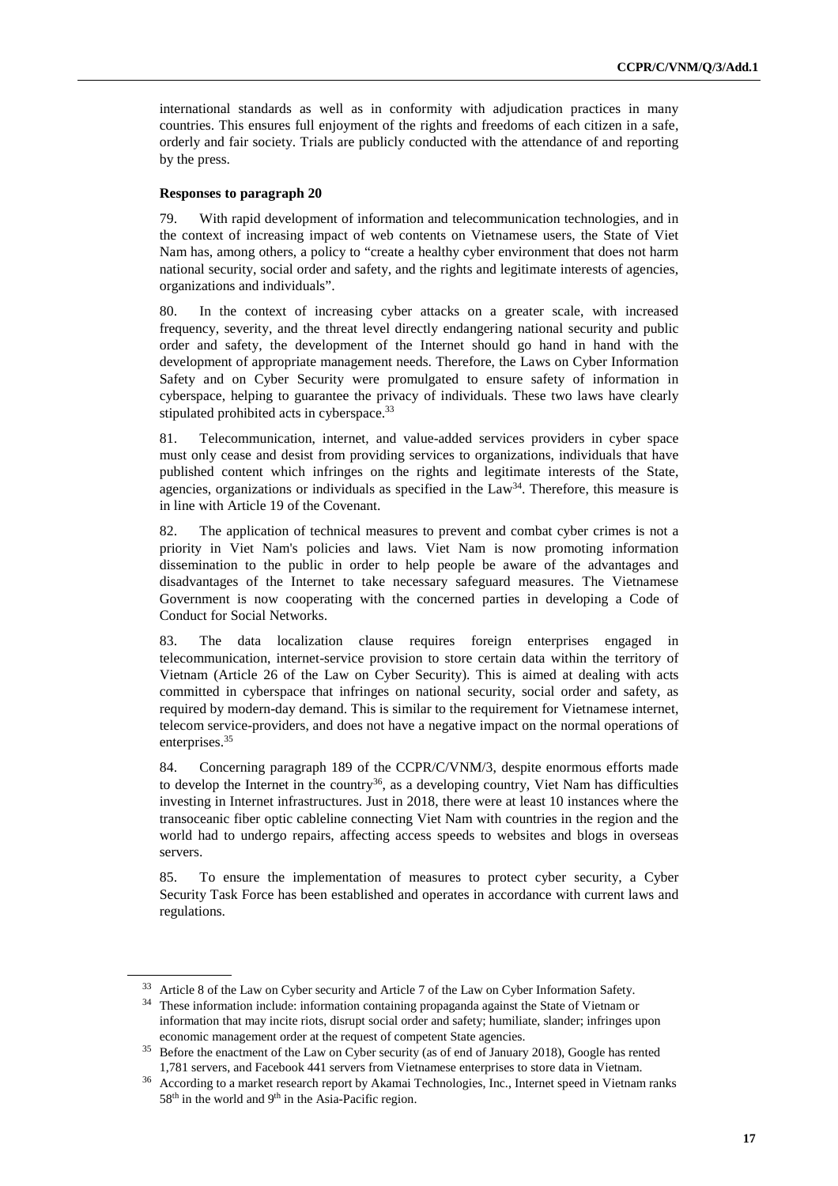international standards as well as in conformity with adjudication practices in many countries. This ensures full enjoyment of the rights and freedoms of each citizen in a safe, orderly and fair society. Trials are publicly conducted with the attendance of and reporting by the press.

**Responses to paragraph 20**

79. With rapid development of information and telecommunication technologies, and in the context of increasing impact of web contents on Vietnamese users, the State of Viet Nam has, among others, a policy to "create a healthy cyber environment that does not harm national security, social order and safety, and the rights and legitimate interests of agencies, organizations and individuals".

80. In the context of increasing cyber attacks on a greater scale, with increased frequency, severity, and the threat level directly endangering national security and public order and safety, the development of the Internet should go hand in hand with the development of appropriate management needs. Therefore, the Laws on Cyber Information Safety and on Cyber Security were promulgated to ensure safety of information in cyberspace, helping to guarantee the privacy of individuals. These two laws have clearly stipulated prohibited acts in cyberspace.[33]

81. Telecommunication, internet, and value-added services providers in cyber space must only cease and desist from providing services to organizations, individuals that have published content which infringes on the rights and legitimate interests of the State, agencies, organizations or individuals as specified in the Law[34]. Therefore, this measure is in line with Article 19 of the Covenant.

82. The application of technical measures to prevent and combat cyber crimes is not a priority in Viet Nam's policies and laws. Viet Nam is now promoting information dissemination to the public in order to help people be aware of the advantages and disadvantages of the Internet to take necessary safeguard measures. The Vietnamese Government is now cooperating with the concerned parties in developing a Code of Conduct for Social Networks.

83. The data localization clause requires foreign enterprises engaged in telecommunication, internet-service provision to store certain data within the territory of Vietnam (Article 26 of the Law on Cyber Security). This is aimed at dealing with acts committed in cyberspace that infringes on national security, social order and safety, as required by modern-day demand. This is similar to the requirement for Vietnamese internet, telecom service-providers, and does not have a negative impact on the normal operations of enterprises.[35]

84. Concerning paragraph 189 of the CCPR/C/VNM/3, despite enormous efforts made to develop the Internet in the country[36], as a developing country, Viet Nam has difficulties investing in Internet infrastructures. Just in 2018, there were at least 10 instances where the transoceanic fiber optic cableline connecting Viet Nam with countries in the region and the world had to undergo repairs, affecting access speeds to websites and blogs in overseas servers.

85. To ensure the implementation of measures to protect cyber security, a Cyber Security Task Force has been established and operates in accordance with current laws and regulations.

---

[33] Article 8 of the Law on Cyber security and Article 7 of the Law on Cyber Information Safety.

[34] These information include: information containing propaganda against the State of Vietnam or information that may incite riots, disrupt social order and safety; humiliate, slander; infringes upon economic management order at the request of competent State agencies.

[35] Before the enactment of the Law on Cyber security (as of end of January 2018), Google has rented 1,781 servers, and Facebook 441 servers from Vietnamese enterprises to store data in Vietnam.

[36] According to a market research report by Akamai Technologies, Inc., Internet speed in Vietnam ranks 58th in the world and 9th in the Asia-Pacific region.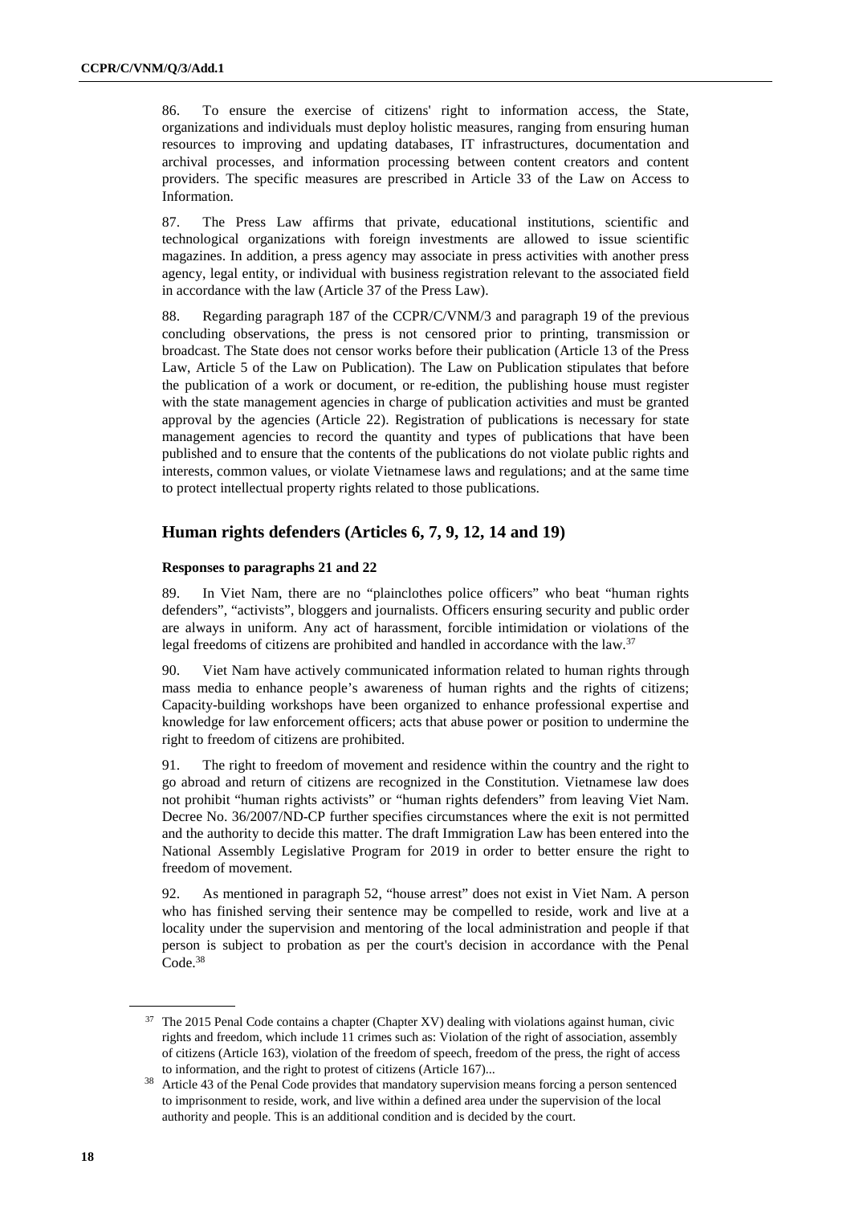86. To ensure the exercise of citizens' right to information access, the State, organizations and individuals must deploy holistic measures, ranging from ensuring human resources to improving and updating databases, IT infrastructures, documentation and archival processes, and information processing between content creators and content providers. The specific measures are prescribed in Article 33 of the Law on Access to Information.

87. The Press Law affirms that private, educational institutions, scientific and technological organizations with foreign investments are allowed to issue scientific magazines. In addition, a press agency may associate in press activities with another press agency, legal entity, or individual with business registration relevant to the associated field in accordance with the law (Article 37 of the Press Law).

88. Regarding paragraph 187 of the CCPR/C/VNM/3 and paragraph 19 of the previous concluding observations, the press is not censored prior to printing, transmission or broadcast. The State does not censor works before their publication (Article 13 of the Press Law, Article 5 of the Law on Publication). The Law on Publication stipulates that before the publication of a work or document, or re-edition, the publishing house must register with the state management agencies in charge of publication activities and must be granted approval by the agencies (Article 22). Registration of publications is necessary for state management agencies to record the quantity and types of publications that have been published and to ensure that the contents of the publications do not violate public rights and interests, common values, or violate Vietnamese laws and regulations; and at the same time to protect intellectual property rights related to those publications.

## Human rights defenders (Articles 6, 7, 9, 12, 14 and 19)

### Responses to paragraphs 21 and 22

89. In Viet Nam, there are no "plainclothes police officers" who beat "human rights defenders", "activists", bloggers and journalists. Officers ensuring security and public order are always in uniform. Any act of harassment, forcible intimidation or violations of the legal freedoms of citizens are prohibited and handled in accordance with the law.[37]

90. Viet Nam have actively communicated information related to human rights through mass media to enhance people's awareness of human rights and the rights of citizens; Capacity-building workshops have been organized to enhance professional expertise and knowledge for law enforcement officers; acts that abuse power or position to undermine the right to freedom of citizens are prohibited.

91. The right to freedom of movement and residence within the country and the right to go abroad and return of citizens are recognized in the Constitution. Vietnamese law does not prohibit "human rights activists" or "human rights defenders" from leaving Viet Nam. Decree No. 36/2007/ND-CP further specifies circumstances where the exit is not permitted and the authority to decide this matter. The draft Immigration Law has been entered into the National Assembly Legislative Program for 2019 in order to better ensure the right to freedom of movement.

92. As mentioned in paragraph 52, "house arrest" does not exist in Viet Nam. A person who has finished serving their sentence may be compelled to reside, work and live at a locality under the supervision and mentoring of the local administration and people if that person is subject to probation as per the court's decision in accordance with the Penal Code.[38]

---

[37] The 2015 Penal Code contains a chapter (Chapter XV) dealing with violations against human, civic rights and freedom, which include 11 crimes such as: Violation of the right of association, assembly of citizens (Article 163), violation of the freedom of speech, freedom of the press, the right of access to information, and the right to protest of citizens (Article 167)...

[38] Article 43 of the Penal Code provides that mandatory supervision means forcing a person sentenced to imprisonment to reside, work, and live within a defined area under the supervision of the local authority and people. This is an additional condition and is decided by the court.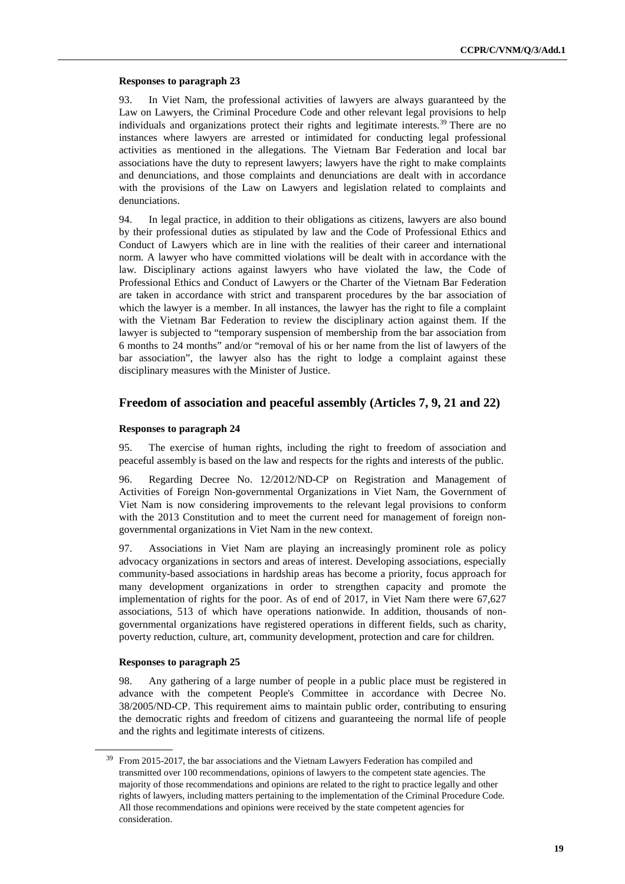#### Responses to paragraph 23

93. In Viet Nam, the professional activities of lawyers are always guaranteed by the Law on Lawyers, the Criminal Procedure Code and other relevant legal provisions to help individuals and organizations protect their rights and legitimate interests.[39] There are no instances where lawyers are arrested or intimidated for conducting legal professional activities as mentioned in the allegations. The Vietnam Bar Federation and local bar associations have the duty to represent lawyers; lawyers have the right to make complaints and denunciations, and those complaints and denunciations are dealt with in accordance with the provisions of the Law on Lawyers and legislation related to complaints and denunciations.

94. In legal practice, in addition to their obligations as citizens, lawyers are also bound by their professional duties as stipulated by law and the Code of Professional Ethics and Conduct of Lawyers which are in line with the realities of their career and international norm. A lawyer who have committed violations will be dealt with in accordance with the law. Disciplinary actions against lawyers who have violated the law, the Code of Professional Ethics and Conduct of Lawyers or the Charter of the Vietnam Bar Federation are taken in accordance with strict and transparent procedures by the bar association of which the lawyer is a member. In all instances, the lawyer has the right to file a complaint with the Vietnam Bar Federation to review the disciplinary action against them. If the lawyer is subjected to "temporary suspension of membership from the bar association from 6 months to 24 months" and/or "removal of his or her name from the list of lawyers of the bar association", the lawyer also has the right to lodge a complaint against these disciplinary measures with the Minister of Justice.

### Freedom of association and peaceful assembly (Articles 7, 9, 21 and 22)

#### Responses to paragraph 24

95. The exercise of human rights, including the right to freedom of association and peaceful assembly is based on the law and respects for the rights and interests of the public.

96. Regarding Decree No. 12/2012/ND-CP on Registration and Management of Activities of Foreign Non-governmental Organizations in Viet Nam, the Government of Viet Nam is now considering improvements to the relevant legal provisions to conform with the 2013 Constitution and to meet the current need for management of foreign non-governmental organizations in Viet Nam in the new context.

97. Associations in Viet Nam are playing an increasingly prominent role as policy advocacy organizations in sectors and areas of interest. Developing associations, especially community-based associations in hardship areas has become a priority, focus approach for many development organizations in order to strengthen capacity and promote the implementation of rights for the poor. As of end of 2017, in Viet Nam there were 67,627 associations, 513 of which have operations nationwide. In addition, thousands of non-governmental organizations have registered operations in different fields, such as charity, poverty reduction, culture, art, community development, protection and care for children.

#### Responses to paragraph 25

98. Any gathering of a large number of people in a public place must be registered in advance with the competent People's Committee in accordance with Decree No. 38/2005/ND-CP. This requirement aims to maintain public order, contributing to ensuring the democratic rights and freedom of citizens and guaranteeing the normal life of people and the rights and legitimate interests of citizens.

---

[39] From 2015-2017, the bar associations and the Vietnam Lawyers Federation has compiled and transmitted over 100 recommendations, opinions of lawyers to the competent state agencies. The majority of those recommendations and opinions are related to the right to practice legally and other rights of lawyers, including matters pertaining to the implementation of the Criminal Procedure Code. All those recommendations and opinions were received by the state competent agencies for consideration.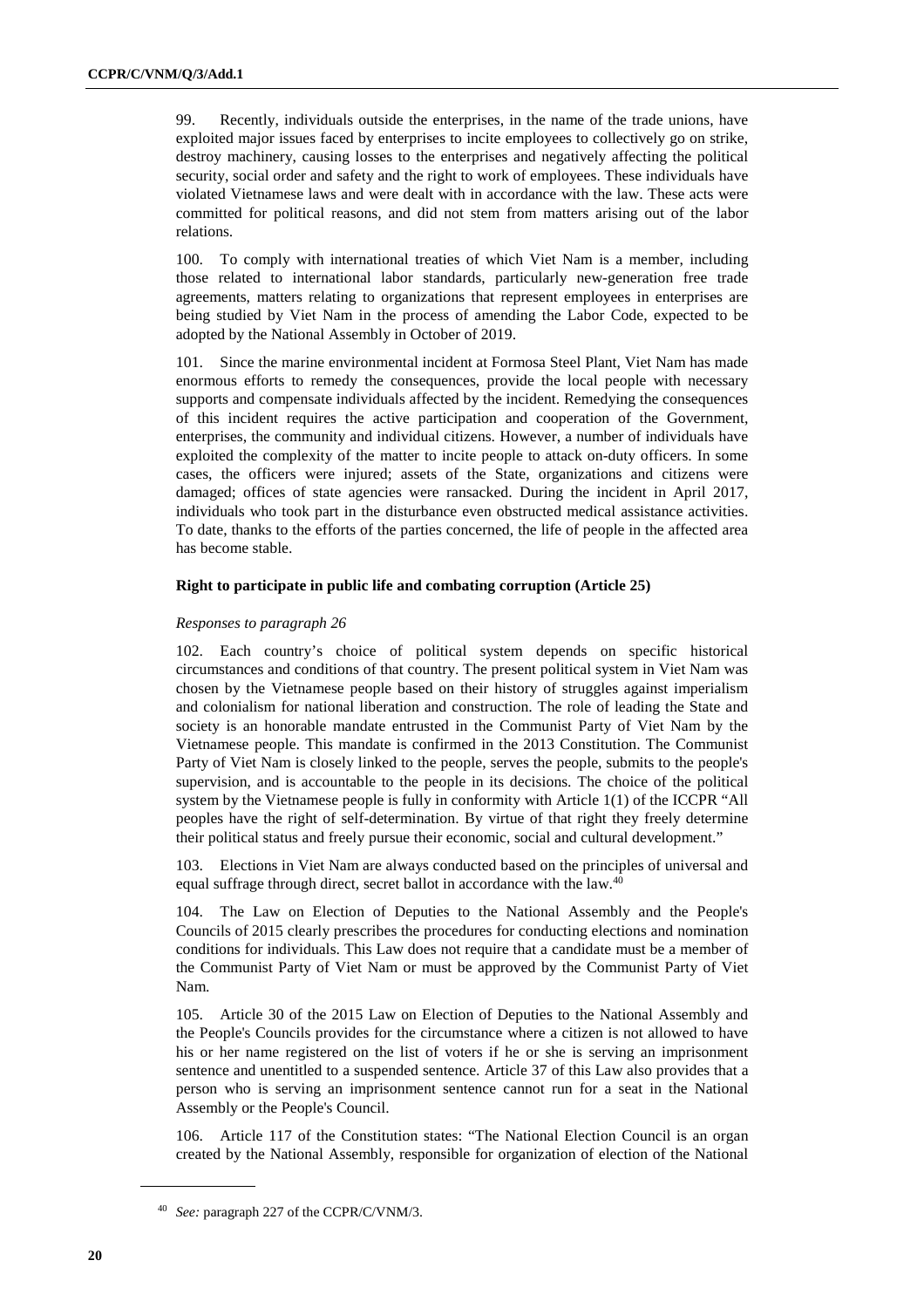99. Recently, individuals outside the enterprises, in the name of the trade unions, have exploited major issues faced by enterprises to incite employees to collectively go on strike, destroy machinery, causing losses to the enterprises and negatively affecting the political security, social order and safety and the right to work of employees. These individuals have violated Vietnamese laws and were dealt with in accordance with the law. These acts were committed for political reasons, and did not stem from matters arising out of the labor relations.

100. To comply with international treaties of which Viet Nam is a member, including those related to international labor standards, particularly new-generation free trade agreements, matters relating to organizations that represent employees in enterprises are being studied by Viet Nam in the process of amending the Labor Code, expected to be adopted by the National Assembly in October of 2019.

101. Since the marine environmental incident at Formosa Steel Plant, Viet Nam has made enormous efforts to remedy the consequences, provide the local people with necessary supports and compensate individuals affected by the incident. Remedying the consequences of this incident requires the active participation and cooperation of the Government, enterprises, the community and individual citizens. However, a number of individuals have exploited the complexity of the matter to incite people to attack on-duty officers. In some cases, the officers were injured; assets of the State, organizations and citizens were damaged; offices of state agencies were ransacked. During the incident in April 2017, individuals who took part in the disturbance even obstructed medical assistance activities. To date, thanks to the efforts of the parties concerned, the life of people in the affected area has become stable.

### Right to participate in public life and combating corruption (Article 25)

*Responses to paragraph 26*

102. Each country's choice of political system depends on specific historical circumstances and conditions of that country. The present political system in Viet Nam was chosen by the Vietnamese people based on their history of struggles against imperialism and colonialism for national liberation and construction. The role of leading the State and society is an honorable mandate entrusted in the Communist Party of Viet Nam by the Vietnamese people. This mandate is confirmed in the 2013 Constitution. The Communist Party of Viet Nam is closely linked to the people, serves the people, submits to the people's supervision, and is accountable to the people in its decisions. The choice of the political system by the Vietnamese people is fully in conformity with Article 1(1) of the ICCPR "All peoples have the right of self-determination. By virtue of that right they freely determine their political status and freely pursue their economic, social and cultural development."

103. Elections in Viet Nam are always conducted based on the principles of universal and equal suffrage through direct, secret ballot in accordance with the law.[40]

104. The Law on Election of Deputies to the National Assembly and the People's Councils of 2015 clearly prescribes the procedures for conducting elections and nomination conditions for individuals. This Law does not require that a candidate must be a member of the Communist Party of Viet Nam or must be approved by the Communist Party of Viet Nam.

105. Article 30 of the 2015 Law on Election of Deputies to the National Assembly and the People's Councils provides for the circumstance where a citizen is not allowed to have his or her name registered on the list of voters if he or she is serving an imprisonment sentence and unentitled to a suspended sentence. Article 37 of this Law also provides that a person who is serving an imprisonment sentence cannot run for a seat in the National Assembly or the People's Council.

106. Article 117 of the Constitution states: "The National Election Council is an organ created by the National Assembly, responsible for organization of election of the National

[40] *See:* paragraph 227 of the CCPR/C/VNM/3.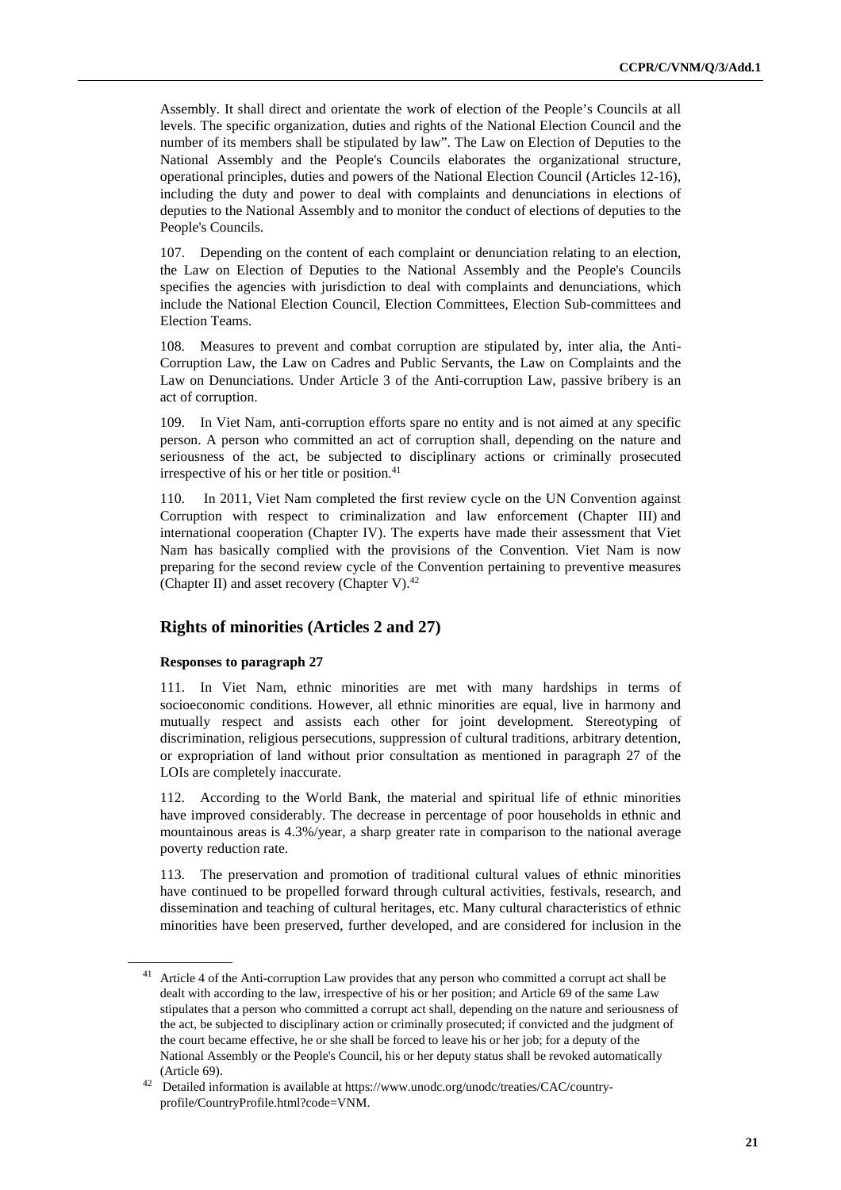Assembly. It shall direct and orientate the work of election of the People's Councils at all levels. The specific organization, duties and rights of the National Election Council and the number of its members shall be stipulated by law". The Law on Election of Deputies to the National Assembly and the People's Councils elaborates the organizational structure, operational principles, duties and powers of the National Election Council (Articles 12-16), including the duty and power to deal with complaints and denunciations in elections of deputies to the National Assembly and to monitor the conduct of elections of deputies to the People's Councils.

107. Depending on the content of each complaint or denunciation relating to an election, the Law on Election of Deputies to the National Assembly and the People's Councils specifies the agencies with jurisdiction to deal with complaints and denunciations, which include the National Election Council, Election Committees, Election Sub-committees and Election Teams.

108. Measures to prevent and combat corruption are stipulated by, inter alia, the Anti-Corruption Law, the Law on Cadres and Public Servants, the Law on Complaints and the Law on Denunciations. Under Article 3 of the Anti-corruption Law, passive bribery is an act of corruption.

109. In Viet Nam, anti-corruption efforts spare no entity and is not aimed at any specific person. A person who committed an act of corruption shall, depending on the nature and seriousness of the act, be subjected to disciplinary actions or criminally prosecuted irrespective of his or her title or position.[41]

110. In 2011, Viet Nam completed the first review cycle on the UN Convention against Corruption with respect to criminalization and law enforcement (Chapter III) and international cooperation (Chapter IV). The experts have made their assessment that Viet Nam has basically complied with the provisions of the Convention. Viet Nam is now preparing for the second review cycle of the Convention pertaining to preventive measures (Chapter II) and asset recovery (Chapter V).[42]

## Rights of minorities (Articles 2 and 27)

### Responses to paragraph 27

111. In Viet Nam, ethnic minorities are met with many hardships in terms of socioeconomic conditions. However, all ethnic minorities are equal, live in harmony and mutually respect and assists each other for joint development. Stereotyping of discrimination, religious persecutions, suppression of cultural traditions, arbitrary detention, or expropriation of land without prior consultation as mentioned in paragraph 27 of the LOIs are completely inaccurate.

112. According to the World Bank, the material and spiritual life of ethnic minorities have improved considerably. The decrease in percentage of poor households in ethnic and mountainous areas is 4.3%/year, a sharp greater rate in comparison to the national average poverty reduction rate.

113. The preservation and promotion of traditional cultural values of ethnic minorities have continued to be propelled forward through cultural activities, festivals, research, and dissemination and teaching of cultural heritages, etc. Many cultural characteristics of ethnic minorities have been preserved, further developed, and are considered for inclusion in the

---

[41] Article 4 of the Anti-corruption Law provides that any person who committed a corrupt act shall be dealt with according to the law, irrespective of his or her position; and Article 69 of the same Law stipulates that a person who committed a corrupt act shall, depending on the nature and seriousness of the act, be subjected to disciplinary action or criminally prosecuted; if convicted and the judgment of the court became effective, he or she shall be forced to leave his or her job; for a deputy of the National Assembly or the People's Council, his or her deputy status shall be revoked automatically (Article 69).

[42] Detailed information is available at https://www.unodc.org/unodc/treaties/CAC/country-profile/CountryProfile.html?code=VNM.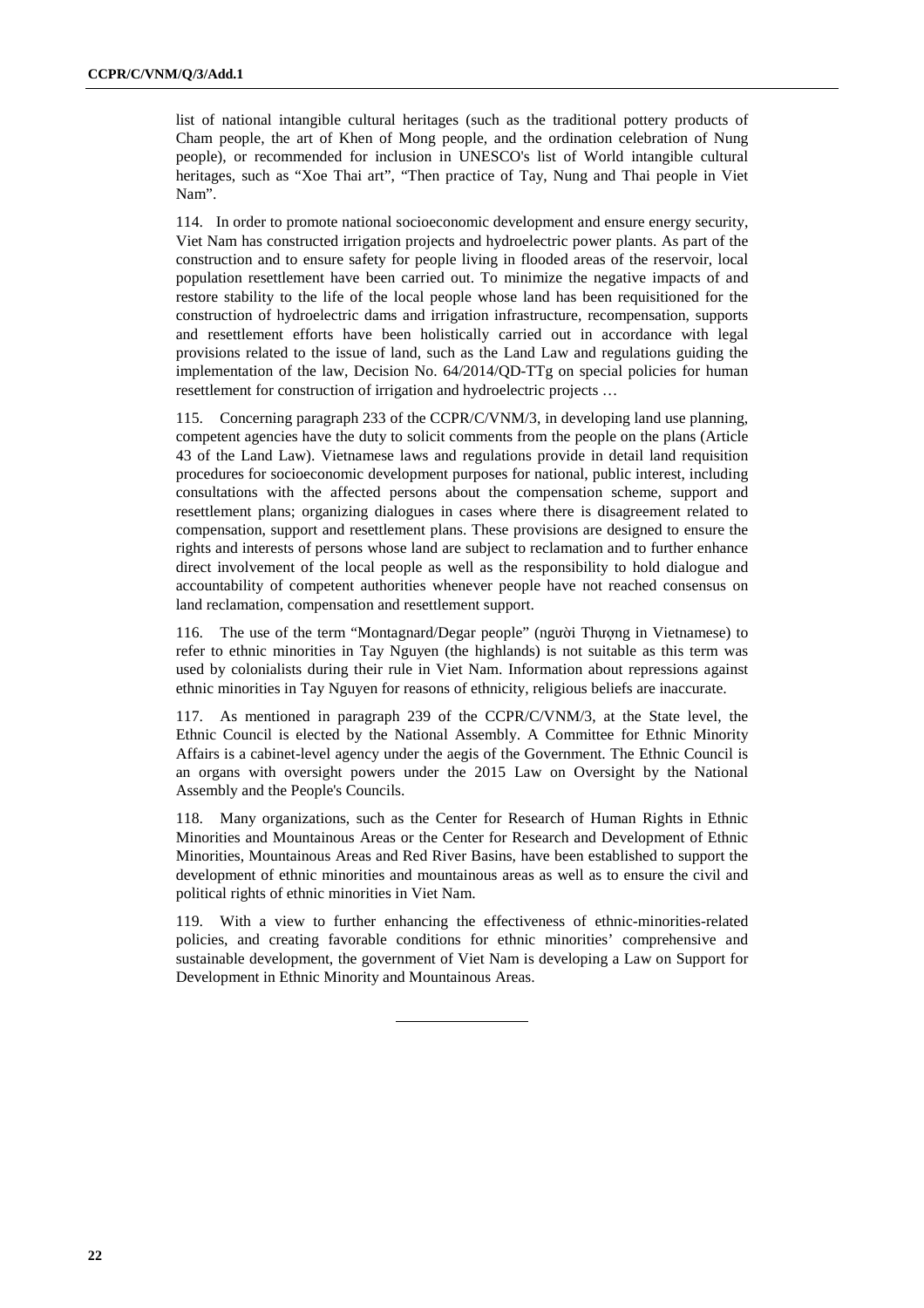list of national intangible cultural heritages (such as the traditional pottery products of Cham people, the art of Khen of Mong people, and the ordination celebration of Nung people), or recommended for inclusion in UNESCO's list of World intangible cultural heritages, such as "Xoe Thai art", "Then practice of Tay, Nung and Thai people in Viet Nam".

114. In order to promote national socioeconomic development and ensure energy security, Viet Nam has constructed irrigation projects and hydroelectric power plants. As part of the construction and to ensure safety for people living in flooded areas of the reservoir, local population resettlement have been carried out. To minimize the negative impacts of and restore stability to the life of the local people whose land has been requisitioned for the construction of hydroelectric dams and irrigation infrastructure, recompensation, supports and resettlement efforts have been holistically carried out in accordance with legal provisions related to the issue of land, such as the Land Law and regulations guiding the implementation of the law, Decision No. 64/2014/QD-TTg on special policies for human resettlement for construction of irrigation and hydroelectric projects …

115. Concerning paragraph 233 of the CCPR/C/VNM/3, in developing land use planning, competent agencies have the duty to solicit comments from the people on the plans (Article 43 of the Land Law). Vietnamese laws and regulations provide in detail land requisition procedures for socioeconomic development purposes for national, public interest, including consultations with the affected persons about the compensation scheme, support and resettlement plans; organizing dialogues in cases where there is disagreement related to compensation, support and resettlement plans. These provisions are designed to ensure the rights and interests of persons whose land are subject to reclamation and to further enhance direct involvement of the local people as well as the responsibility to hold dialogue and accountability of competent authorities whenever people have not reached consensus on land reclamation, compensation and resettlement support.

116. The use of the term "Montagnard/Degar people" (người Thượng in Vietnamese) to refer to ethnic minorities in Tay Nguyen (the highlands) is not suitable as this term was used by colonialists during their rule in Viet Nam. Information about repressions against ethnic minorities in Tay Nguyen for reasons of ethnicity, religious beliefs are inaccurate.

117. As mentioned in paragraph 239 of the CCPR/C/VNM/3, at the State level, the Ethnic Council is elected by the National Assembly. A Committee for Ethnic Minority Affairs is a cabinet-level agency under the aegis of the Government. The Ethnic Council is an organs with oversight powers under the 2015 Law on Oversight by the National Assembly and the People's Councils.

118. Many organizations, such as the Center for Research of Human Rights in Ethnic Minorities and Mountainous Areas or the Center for Research and Development of Ethnic Minorities, Mountainous Areas and Red River Basins, have been established to support the development of ethnic minorities and mountainous areas as well as to ensure the civil and political rights of ethnic minorities in Viet Nam.

119. With a view to further enhancing the effectiveness of ethnic-minorities-related policies, and creating favorable conditions for ethnic minorities' comprehensive and sustainable development, the government of Viet Nam is developing a Law on Support for Development in Ethnic Minority and Mountainous Areas.